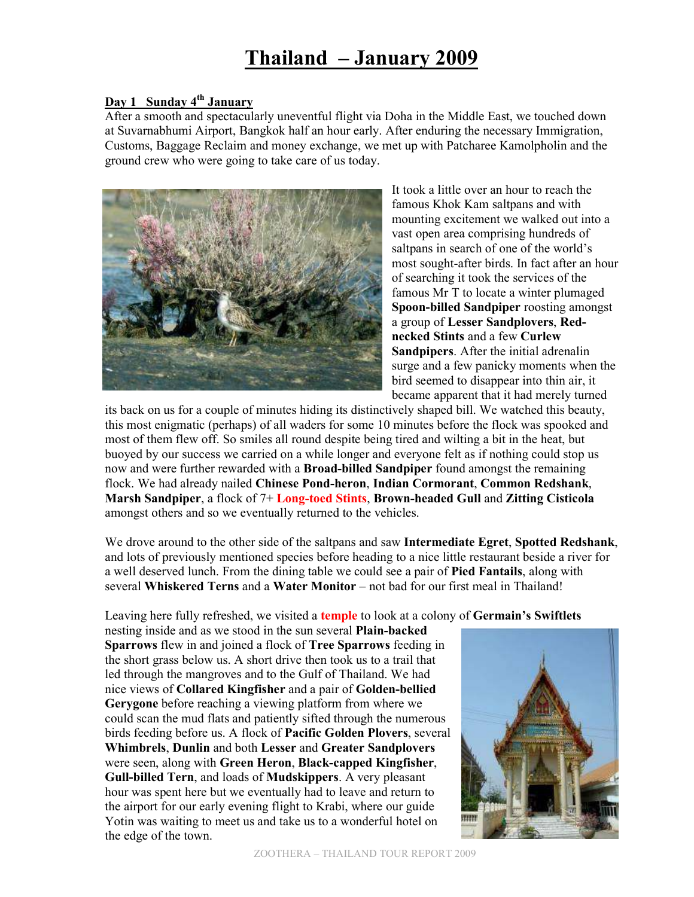# Thailand – January 2009

**Day 1 Sunday 4th January**

After a smooth and spectacularly uneventful flight via Doha in the Middle East, we touched down at Suvarnabhumi Airport, Bangkok half an hour early. After enduring the necessary Immigration, Customs, Baggage Reclaim and money exchange, we met up with Patcharee Kamolpholin and the ground crew who were going to take care of us today.

It took a little over an hour to reach the famous Khok Kam saltpans and with mounting excitement we walked out into a vast open area comprising hundreds of saltpans in search of one of the world's most sought-after birds. In fact after an hour of searching it took the services of the famous Mr T to locate a winter plumaged **Spoon-billed Sandpiper** roosting amongst a group of **Lesser Sandplovers**, **Red-necked Stints** and a few **Curlew Sandpipers**. After the initial adrenalin surge and a few panicky moments when the bird seemed to disappear into thin air, it became apparent that it had merely turned its back on us for a couple of minutes hiding its distinctively shaped bill. We watched this beauty, this most enigmatic (perhaps) of all waders for some 10 minutes before the flock was spooked and most of them flew off. So smiles all round despite being tired and wilting a bit in the heat, but buoyed by our success we carried on a while longer and everyone felt as if nothing could stop us now and were further rewarded with a **Broad-billed Sandpiper** found amongst the remaining flock. We had already nailed **Chinese Pond-heron**, **Indian Cormorant**, **Common Redshank**, **Marsh Sandpiper**, a flock of 7+ **Long-toed Stints**, **Brown-headed Gull** and **Zitting Cisticola** amongst others and so we eventually returned to the vehicles.

We drove around to the other side of the saltpans and saw **Intermediate Egret**, **Spotted Redshank**, and lots of previously mentioned species before heading to a nice little restaurant beside a river for a well deserved lunch. From the dining table we could see a pair of **Pied Fantails**, along with several **Whiskered Terns** and a **Water Monitor** – not bad for our first meal in Thailand!

Leaving here fully refreshed, we visited a **temple** to look at a colony of **Germain's Swiftlets** nesting inside and as we stood in the sun several **Plain-backed Sparrows** flew in and joined a flock of **Tree Sparrows** feeding in the short grass below us. A short drive then took us to a trail that led through the mangroves and to the Gulf of Thailand. We had nice views of **Collared Kingfisher** and a pair of **Golden-bellied Gerygone** before reaching a viewing platform from where we could scan the mud flats and patiently sifted through the numerous birds feeding before us. A flock of **Pacific Golden Plovers**, several **Whimbrels**, **Dunlin** and both **Lesser** and **Greater Sandplovers** were seen, along with **Green Heron**, **Black-capped Kingfisher**, **Gull-billed Tern**, and loads of **Mudskippers**. A very pleasant hour was spent here but we eventually had to leave and return to the airport for our early evening flight to Krabi, where our guide Yotin was waiting to meet us and take us to a wonderful hotel on the edge of the town.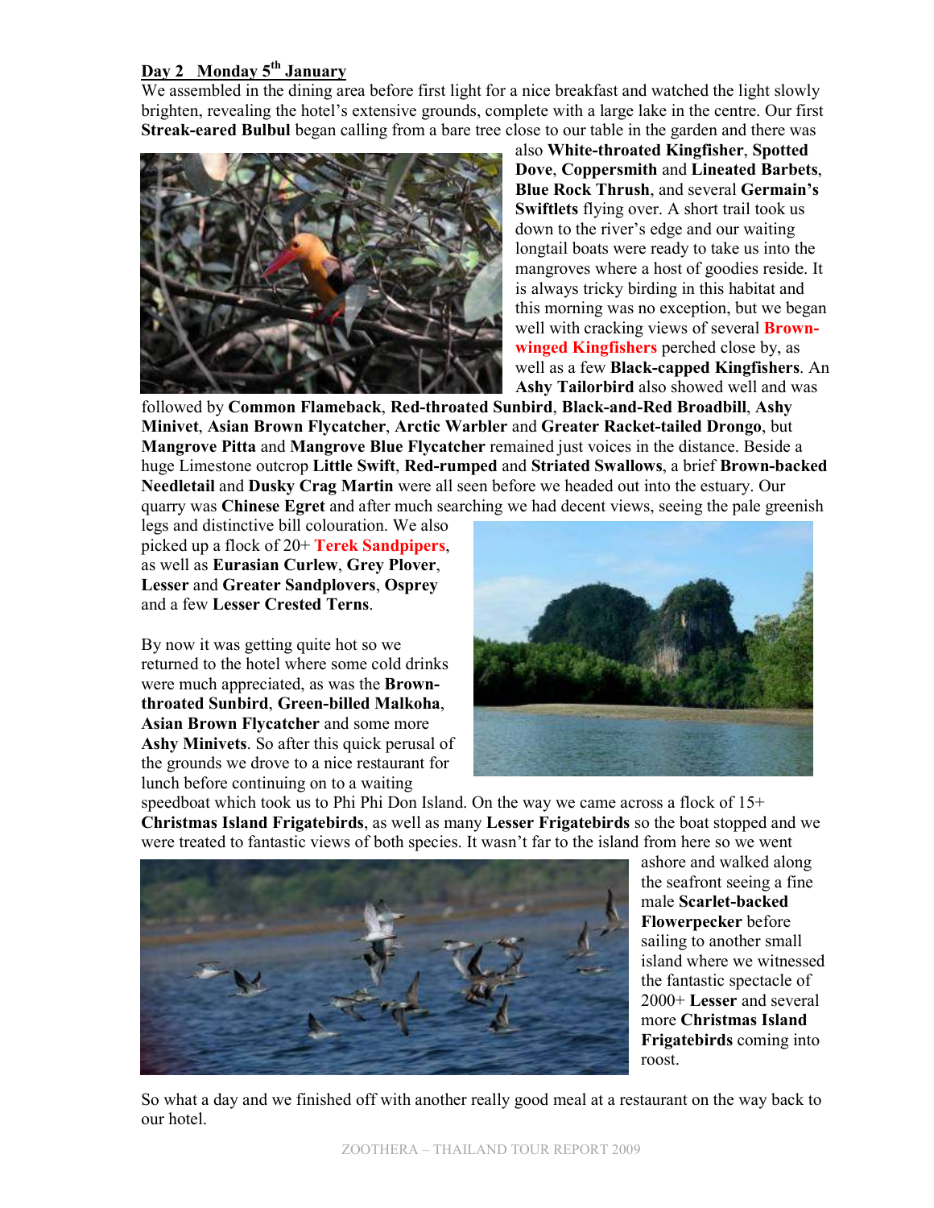**Day 2 Monday 5th January**

We assembled in the dining area before first light for a nice breakfast and watched the light slowly brighten, revealing the hotel's extensive grounds, complete with a large lake in the centre. Our first **Streak-eared Bulbul** began calling from a bare tree close to our table in the garden and there was also **White-throated Kingfisher**, **Spotted Dove**, **Coppersmith** and **Lineated Barbets**, **Blue Rock Thrush**, and several **Germain's Swiftlets** flying over. A short trail took us down to the river's edge and our waiting longtail boats were ready to take us into the mangroves where a host of goodies reside. It is always tricky birding in this habitat and this morning was no exception, but we began well with cracking views of several **Brown-winged Kingfishers** perched close by, as well as a few **Black-capped Kingfishers**. An **Ashy Tailorbird** also showed well and was followed by **Common Flameback**, **Red-throated Sunbird**, **Black-and-Red Broadbill**, **Ashy Minivet**, **Asian Brown Flycatcher**, **Arctic Warbler** and **Greater Racket-tailed Drongo**, but **Mangrove Pitta** and **Mangrove Blue Flycatcher** remained just voices in the distance. Beside a huge Limestone outcrop **Little Swift**, **Red-rumped** and **Striated Swallows**, a brief **Brown-backed Needletail** and **Dusky Crag Martin** were all seen before we headed out into the estuary. Our quarry was **Chinese Egret** and after much searching we had decent views, seeing the pale greenish legs and distinctive bill colouration. We also picked up a flock of 20+ **Terek Sandpipers**, as well as **Eurasian Curlew**, **Grey Plover**, **Lesser** and **Greater Sandplovers**, **Osprey** and a few **Lesser Crested Terns**.

By now it was getting quite hot so we returned to the hotel where some cold drinks were much appreciated, as was the **Brown-throated Sunbird**, **Green-billed Malkoha**, **Asian Brown Flycatcher** and some more **Ashy Minivets**. So after this quick perusal of the grounds we drove to a nice restaurant for lunch before continuing on to a waiting speedboat which took us to Phi Phi Don Island. On the way we came across a flock of 15+ **Christmas Island Frigatebirds**, as well as many **Lesser Frigatebirds** so the boat stopped and we were treated to fantastic views of both species. It wasn't far to the island from here so we went ashore and walked along the seafront seeing a fine male **Scarlet-backed Flowerpecker** before sailing to another small island where we witnessed the fantastic spectacle of 2000+ **Lesser** and several more **Christmas Island Frigatebirds** coming into roost.

So what a day and we finished off with another really good meal at a restaurant on the way back to our hotel.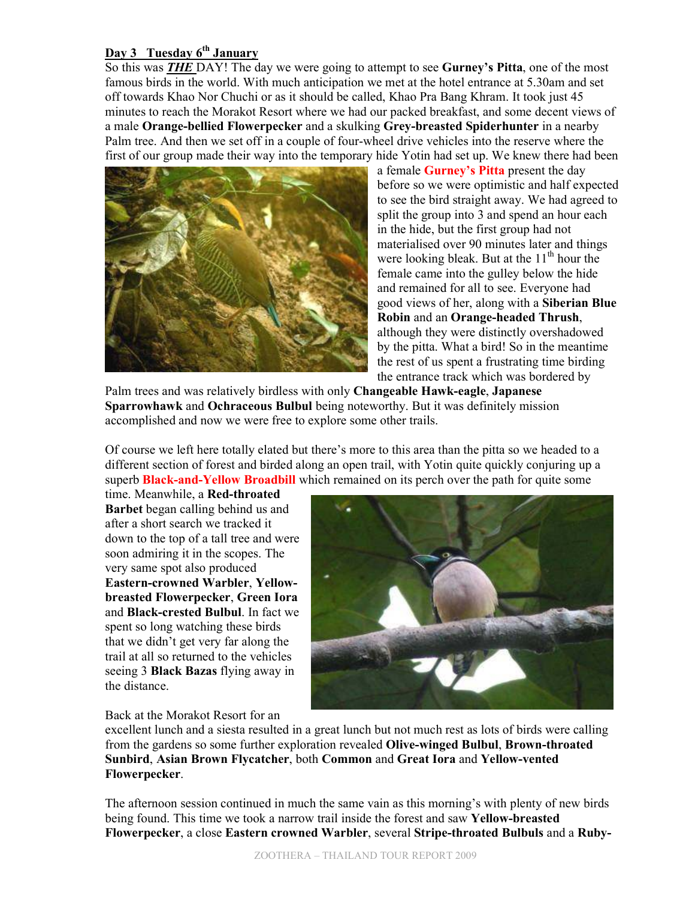**Day 3 Tuesday 6th January**

So this was ***THE*** DAY! The day we were going to attempt to see **Gurney's Pitta**, one of the most famous birds in the world. With much anticipation we met at the hotel entrance at 5.30am and set off towards Khao Nor Chuchi or as it should be called, Khao Pra Bang Khram. It took just 45 minutes to reach the Morakot Resort where we had our packed breakfast, and some decent views of a male **Orange-bellied Flowerpecker** and a skulking **Grey-breasted Spiderhunter** in a nearby Palm tree. And then we set off in a couple of four-wheel drive vehicles into the reserve where the first of our group made their way into the temporary hide Yotin had set up. We knew there had been a female **Gurney's Pitta** present the day before so we were optimistic and half expected to see the bird straight away. We had agreed to split the group into 3 and spend an hour each in the hide, but the first group had not materialised over 90 minutes later and things were looking bleak. But at the 11th hour the female came into the gulley below the hide and remained for all to see. Everyone had good views of her, along with a **Siberian Blue Robin** and an **Orange-headed Thrush**, although they were distinctly overshadowed by the pitta. What a bird! So in the meantime the rest of us spent a frustrating time birding the entrance track which was bordered by Palm trees and was relatively birdless with only **Changeable Hawk-eagle**, **Japanese Sparrowhawk** and **Ochraceous Bulbul** being noteworthy. But it was definitely mission accomplished and now we were free to explore some other trails.

Of course we left here totally elated but there's more to this area than the pitta so we headed to a different section of forest and birded along an open trail, with Yotin quite quickly conjuring up a superb **Black-and-Yellow Broadbill** which remained on its perch over the path for quite some time. Meanwhile, a **Red-throated Barbet** began calling behind us and after a short search we tracked it down to the top of a tall tree and were soon admiring it in the scopes. The very same spot also produced **Eastern-crowned Warbler**, **Yellow-breasted Flowerpecker**, **Green Iora** and **Black-crested Bulbul**. In fact we spent so long watching these birds that we didn't get very far along the trail at all so returned to the vehicles seeing 3 **Black Bazas** flying away in the distance.

Back at the Morakot Resort for an excellent lunch and a siesta resulted in a great lunch but not much rest as lots of birds were calling from the gardens so some further exploration revealed **Olive-winged Bulbul**, **Brown-throated Sunbird**, **Asian Brown Flycatcher**, both **Common** and **Great Iora** and **Yellow-vented Flowerpecker**.

The afternoon session continued in much the same vain as this morning's with plenty of new birds being found. This time we took a narrow trail inside the forest and saw **Yellow-breasted Flowerpecker**, a close **Eastern crowned Warbler**, several **Stripe-throated Bulbuls** and a **Ruby-**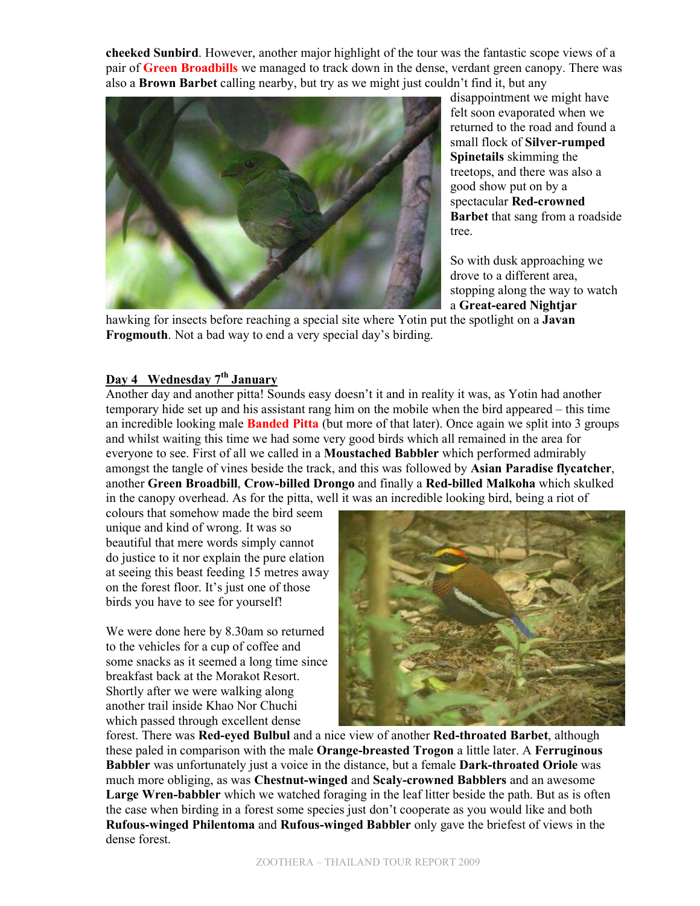**cheeked Sunbird**. However, another major highlight of the tour was the fantastic scope views of a pair of **Green Broadbills** we managed to track down in the dense, verdant green canopy. There was also a **Brown Barbet** calling nearby, but try as we might just couldn't find it, but any disappointment we might have felt soon evaporated when we returned to the road and found a small flock of **Silver-rumped Spinetails** skimming the treetops, and there was also a good show put on by a spectacular **Red-crowned Barbet** that sang from a roadside tree.

So with dusk approaching we drove to a different area, stopping along the way to watch a **Great-eared Nightjar** hawking for insects before reaching a special site where Yotin put the spotlight on a **Javan Frogmouth**. Not a bad way to end a very special day's birding.

## Day 4 Wednesday 7th January

Another day and another pitta! Sounds easy doesn't it and in reality it was, as Yotin had another temporary hide set up and his assistant rang him on the mobile when the bird appeared – this time an incredible looking male **Banded Pitta** (but more of that later). Once again we split into 3 groups and whilst waiting this time we had some very good birds which all remained in the area for everyone to see. First of all we called in a **Moustached Babbler** which performed admirably amongst the tangle of vines beside the track, and this was followed by **Asian Paradise flycatcher**, another **Green Broadbill**, **Crow-billed Drongo** and finally a **Red-billed Malkoha** which skulked in the canopy overhead. As for the pitta, well it was an incredible looking bird, being a riot of colours that somehow made the bird seem unique and kind of wrong. It was so beautiful that mere words simply cannot do justice to it nor explain the pure elation at seeing this beast feeding 15 metres away on the forest floor. It's just one of those birds you have to see for yourself!

We were done here by 8.30am so returned to the vehicles for a cup of coffee and some snacks as it seemed a long time since breakfast back at the Morakot Resort. Shortly after we were walking along another trail inside Khao Nor Chuchi which passed through excellent dense forest. There was **Red-eyed Bulbul** and a nice view of another **Red-throated Barbet**, although these paled in comparison with the male **Orange-breasted Trogon** a little later. A **Ferruginous Babbler** was unfortunately just a voice in the distance, but a female **Dark-throated Oriole** was much more obliging, as was **Chestnut-winged** and **Scaly-crowned Babblers** and an awesome **Large Wren-babbler** which we watched foraging in the leaf litter beside the path. But as is often the case when birding in a forest some species just don't cooperate as you would like and both **Rufous-winged Philentoma** and **Rufous-winged Babbler** only gave the briefest of views in the dense forest.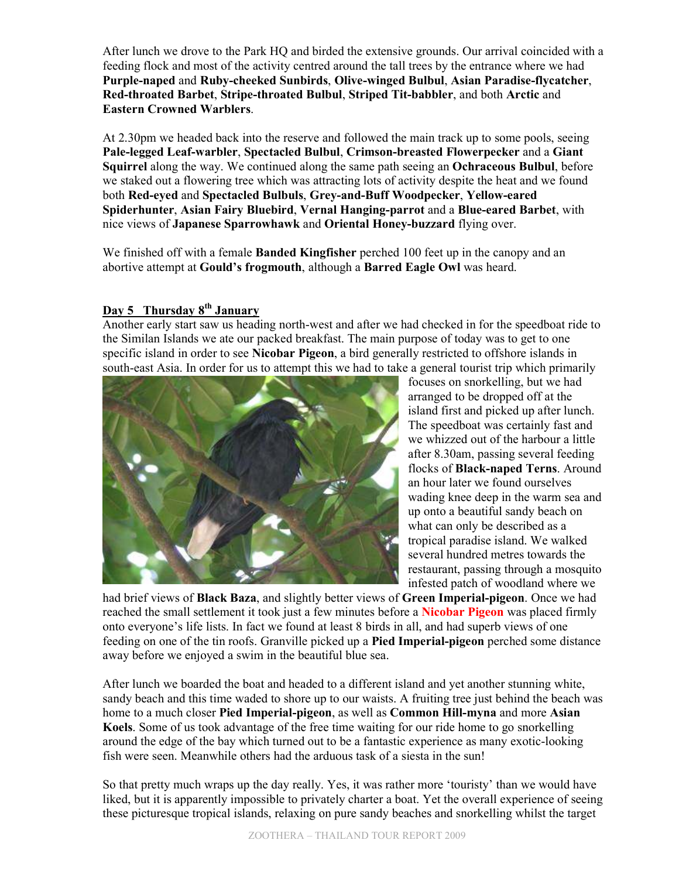After lunch we drove to the Park HQ and birded the extensive grounds. Our arrival coincided with a feeding flock and most of the activity centred around the tall trees by the entrance where we had **Purple-naped** and **Ruby-cheeked Sunbirds**, **Olive-winged Bulbul**, **Asian Paradise-flycatcher**, **Red-throated Barbet**, **Stripe-throated Bulbul**, **Striped Tit-babbler**, and both **Arctic** and **Eastern Crowned Warblers**.

At 2.30pm we headed back into the reserve and followed the main track up to some pools, seeing **Pale-legged Leaf-warbler**, **Spectacled Bulbul**, **Crimson-breasted Flowerpecker** and a **Giant Squirrel** along the way. We continued along the same path seeing an **Ochraceous Bulbul**, before we staked out a flowering tree which was attracting lots of activity despite the heat and we found both **Red-eyed** and **Spectacled Bulbuls**, **Grey-and-Buff Woodpecker**, **Yellow-eared Spiderhunter**, **Asian Fairy Bluebird**, **Vernal Hanging-parrot** and a **Blue-eared Barbet**, with nice views of **Japanese Sparrowhawk** and **Oriental Honey-buzzard** flying over.

We finished off with a female **Banded Kingfisher** perched 100 feet up in the canopy and an abortive attempt at **Gould's frogmouth**, although a **Barred Eagle Owl** was heard.

## Day 5 Thursday 8th January

Another early start saw us heading north-west and after we had checked in for the speedboat ride to the Similan Islands we ate our packed breakfast. The main purpose of today was to get to one specific island in order to see **Nicobar Pigeon**, a bird generally restricted to offshore islands in south-east Asia. In order for us to attempt this we had to take a general tourist trip which primarily focuses on snorkelling, but we had arranged to be dropped off at the island first and picked up after lunch. The speedboat was certainly fast and we whizzed out of the harbour a little after 8.30am, passing several feeding flocks of **Black-naped Terns**. Around an hour later we found ourselves wading knee deep in the warm sea and up onto a beautiful sandy beach on what can only be described as a tropical paradise island. We walked several hundred metres towards the restaurant, passing through a mosquito infested patch of woodland where we had brief views of **Black Baza**, and slightly better views of **Green Imperial-pigeon**. Once we had reached the small settlement it took just a few minutes before a **Nicobar Pigeon** was placed firmly onto everyone's life lists. In fact we found at least 8 birds in all, and had superb views of one feeding on one of the tin roofs. Granville picked up a **Pied Imperial-pigeon** perched some distance away before we enjoyed a swim in the beautiful blue sea.

After lunch we boarded the boat and headed to a different island and yet another stunning white, sandy beach and this time waded to shore up to our waists. A fruiting tree just behind the beach was home to a much closer **Pied Imperial-pigeon**, as well as **Common Hill-myna** and more **Asian Koels**. Some of us took advantage of the free time waiting for our ride home to go snorkelling around the edge of the bay which turned out to be a fantastic experience as many exotic-looking fish were seen. Meanwhile others had the arduous task of a siesta in the sun!

So that pretty much wraps up the day really. Yes, it was rather more 'touristy' than we would have liked, but it is apparently impossible to privately charter a boat. Yet the overall experience of seeing these picturesque tropical islands, relaxing on pure sandy beaches and snorkelling whilst the target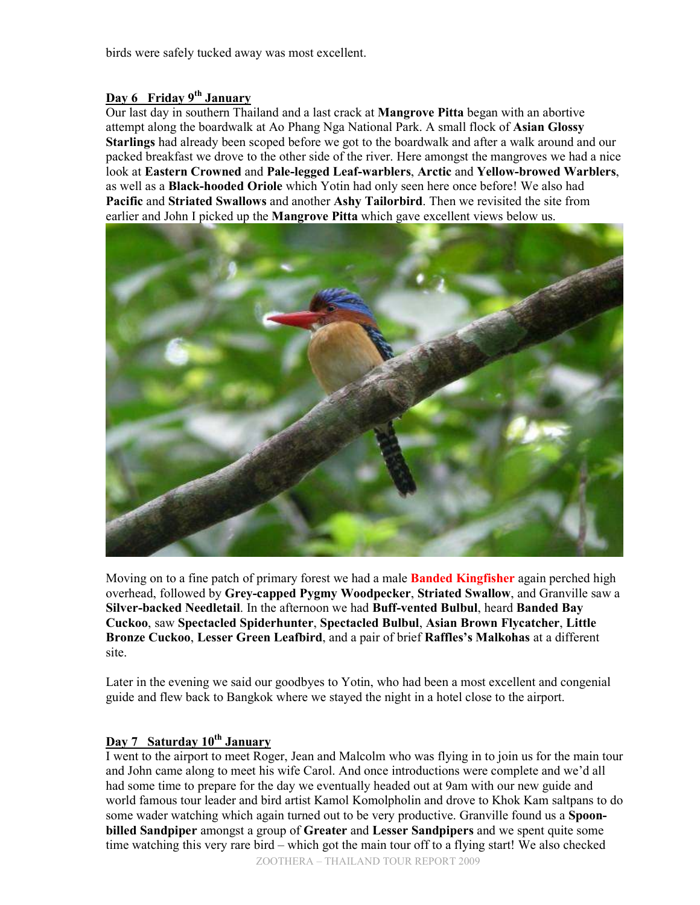birds were safely tucked away was most excellent.

**Day 6 Friday 9th January**

Our last day in southern Thailand and a last crack at **Mangrove Pitta** began with an abortive attempt along the boardwalk at Ao Phang Nga National Park. A small flock of **Asian Glossy Starlings** had already been scoped before we got to the boardwalk and after a walk around and our packed breakfast we drove to the other side of the river. Here amongst the mangroves we had a nice look at **Eastern Crowned** and **Pale-legged Leaf-warblers**, **Arctic** and **Yellow-browed Warblers**, as well as a **Black-hooded Oriole** which Yotin had only seen here once before! We also had **Pacific** and **Striated Swallows** and another **Ashy Tailorbird**. Then we revisited the site from earlier and John I picked up the **Mangrove Pitta** which gave excellent views below us.

Moving on to a fine patch of primary forest we had a male **Banded Kingfisher** again perched high overhead, followed by **Grey-capped Pygmy Woodpecker**, **Striated Swallow**, and Granville saw a **Silver-backed Needletail**. In the afternoon we had **Buff-vented Bulbul**, heard **Banded Bay Cuckoo**, saw **Spectacled Spiderhunter**, **Spectacled Bulbul**, **Asian Brown Flycatcher**, **Little Bronze Cuckoo**, **Lesser Green Leafbird**, and a pair of brief **Raffles's Malkohas** at a different site.

Later in the evening we said our goodbyes to Yotin, who had been a most excellent and congenial guide and flew back to Bangkok where we stayed the night in a hotel close to the airport.

**Day 7 Saturday 10th January**

I went to the airport to meet Roger, Jean and Malcolm who was flying in to join us for the main tour and John came along to meet his wife Carol. And once introductions were complete and we'd all had some time to prepare for the day we eventually headed out at 9am with our new guide and world famous tour leader and bird artist Kamol Komolpholin and drove to Khok Kam saltpans to do some wader watching which again turned out to be very productive. Granville found us a **Spoon-billed Sandpiper** amongst a group of **Greater** and **Lesser Sandpipers** and we spent quite some time watching this very rare bird – which got the main tour off to a flying start! We also checked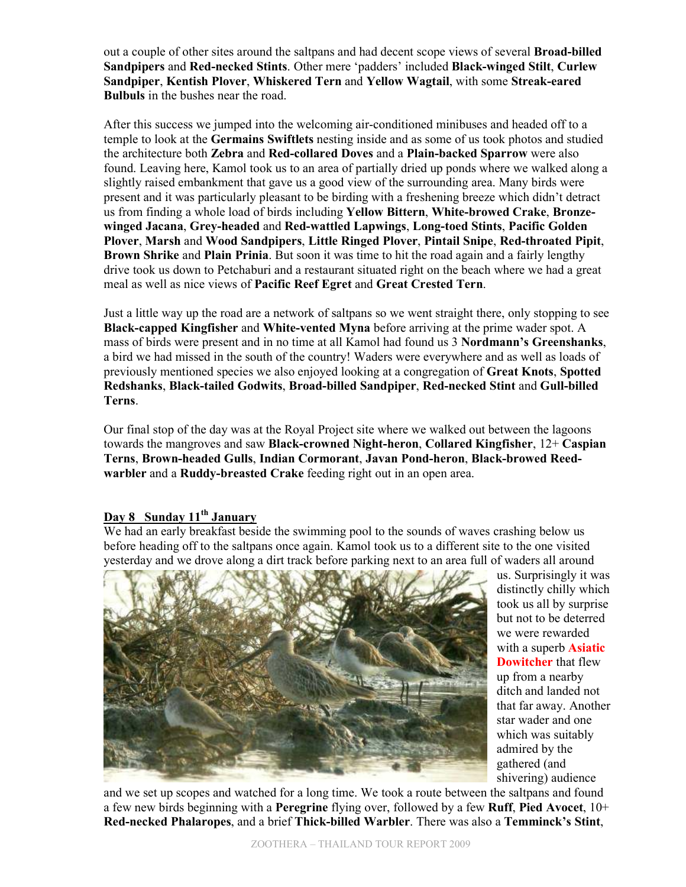out a couple of other sites around the saltpans and had decent scope views of several **Broad-billed Sandpipers** and **Red-necked Stints**. Other mere 'padders' included **Black-winged Stilt**, **Curlew Sandpiper**, **Kentish Plover**, **Whiskered Tern** and **Yellow Wagtail**, with some **Streak-eared Bulbuls** in the bushes near the road.

After this success we jumped into the welcoming air-conditioned minibuses and headed off to a temple to look at the **Germains Swiftlets** nesting inside and as some of us took photos and studied the architecture both **Zebra** and **Red-collared Doves** and a **Plain-backed Sparrow** were also found. Leaving here, Kamol took us to an area of partially dried up ponds where we walked along a slightly raised embankment that gave us a good view of the surrounding area. Many birds were present and it was particularly pleasant to be birding with a freshening breeze which didn't detract us from finding a whole load of birds including **Yellow Bittern**, **White-browed Crake**, **Bronze-winged Jacana**, **Grey-headed** and **Red-wattled Lapwings**, **Long-toed Stints**, **Pacific Golden Plover**, **Marsh** and **Wood Sandpipers**, **Little Ringed Plover**, **Pintail Snipe**, **Red-throated Pipit**, **Brown Shrike** and **Plain Prinia**. But soon it was time to hit the road again and a fairly lengthy drive took us down to Petchaburi and a restaurant situated right on the beach where we had a great meal as well as nice views of **Pacific Reef Egret** and **Great Crested Tern**.

Just a little way up the road are a network of saltpans so we went straight there, only stopping to see **Black-capped Kingfisher** and **White-vented Myna** before arriving at the prime wader spot. A mass of birds were present and in no time at all Kamol had found us 3 **Nordmann's Greenshanks**, a bird we had missed in the south of the country! Waders were everywhere and as well as loads of previously mentioned species we also enjoyed looking at a congregation of **Great Knots**, **Spotted Redshanks**, **Black-tailed Godwits**, **Broad-billed Sandpiper**, **Red-necked Stint** and **Gull-billed Terns**.

Our final stop of the day was at the Royal Project site where we walked out between the lagoons towards the mangroves and saw **Black-crowned Night-heron**, **Collared Kingfisher**, 12+ **Caspian Terns**, **Brown-headed Gulls**, **Indian Cormorant**, **Javan Pond-heron**, **Black-browed Reed-warbler** and a **Ruddy-breasted Crake** feeding right out in an open area.

## Day 8 Sunday 11th January

We had an early breakfast beside the swimming pool to the sounds of waves crashing below us before heading off to the saltpans once again. Kamol took us to a different site to the one visited yesterday and we drove along a dirt track before parking next to an area full of waders all around us. Surprisingly it was distinctly chilly which took us all by surprise but not to be deterred we were rewarded with a superb **Asiatic Dowitcher** that flew up from a nearby ditch and landed not that far away. Another star wader and one which was suitably admired by the gathered (and shivering) audience and we set up scopes and watched for a long time. We took a route between the saltpans and found a few new birds beginning with a **Peregrine** flying over, followed by a few **Ruff**, **Pied Avocet**, 10+ **Red-necked Phalaropes**, and a brief **Thick-billed Warbler**. There was also a **Temminck's Stint**,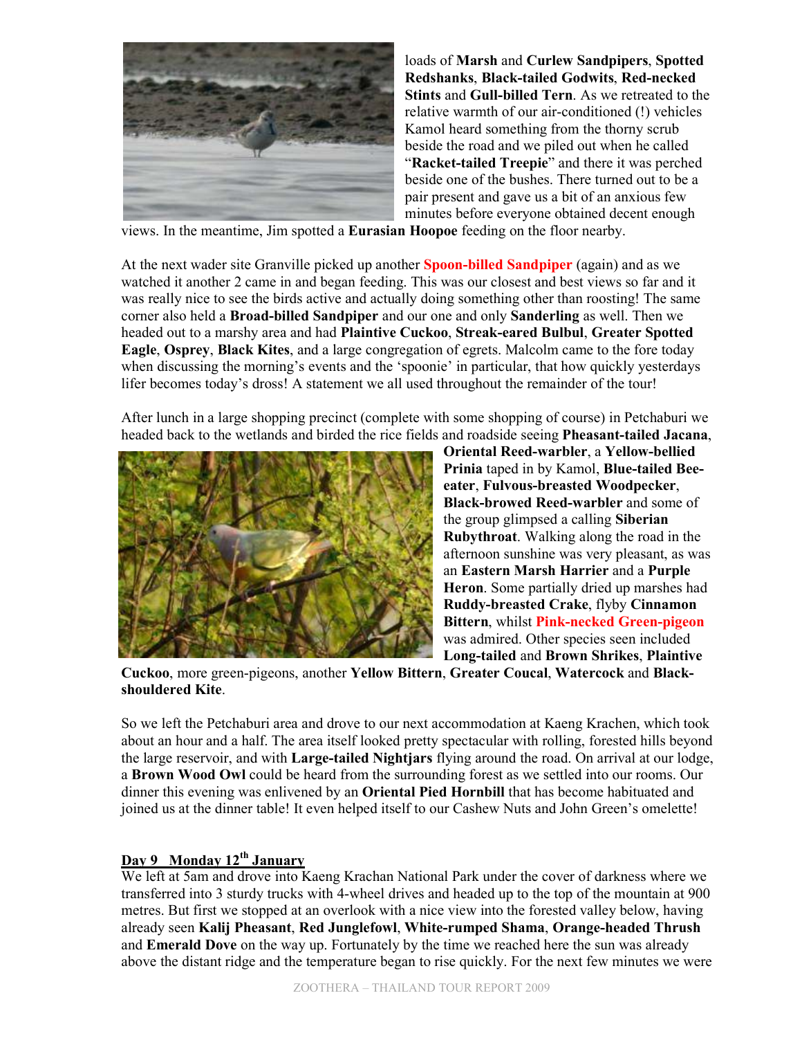loads of **Marsh** and **Curlew Sandpipers**, **Spotted Redshanks**, **Black-tailed Godwits**, **Red-necked Stints** and **Gull-billed Tern**. As we retreated to the relative warmth of our air-conditioned (!) vehicles Kamol heard something from the thorny scrub beside the road and we piled out when he called "**Racket-tailed Treepie**" and there it was perched beside one of the bushes. There turned out to be a pair present and gave us a bit of an anxious few minutes before everyone obtained decent enough views. In the meantime, Jim spotted a **Eurasian Hoopoe** feeding on the floor nearby.

At the next wader site Granville picked up another **Spoon-billed Sandpiper** (again) and as we watched it another 2 came in and began feeding. This was our closest and best views so far and it was really nice to see the birds active and actually doing something other than roosting! The same corner also held a **Broad-billed Sandpiper** and our one and only **Sanderling** as well. Then we headed out to a marshy area and had **Plaintive Cuckoo**, **Streak-eared Bulbul**, **Greater Spotted Eagle**, **Osprey**, **Black Kites**, and a large congregation of egrets. Malcolm came to the fore today when discussing the morning's events and the 'spoonie' in particular, that how quickly yesterdays lifer becomes today's dross! A statement we all used throughout the remainder of the tour!

After lunch in a large shopping precinct (complete with some shopping of course) in Petchaburi we headed back to the wetlands and birded the rice fields and roadside seeing **Pheasant-tailed Jacana**, **Oriental Reed-warbler**, a **Yellow-bellied Prinia** taped in by Kamol, **Blue-tailed Bee-eater**, **Fulvous-breasted Woodpecker**, **Black-browed Reed-warbler** and some of the group glimpsed a calling **Siberian Rubythroat**. Walking along the road in the afternoon sunshine was very pleasant, as was an **Eastern Marsh Harrier** and a **Purple Heron**. Some partially dried up marshes had **Ruddy-breasted Crake**, flyby **Cinnamon Bittern**, whilst **Pink-necked Green-pigeon** was admired. Other species seen included **Long-tailed** and **Brown Shrikes**, **Plaintive Cuckoo**, more green-pigeons, another **Yellow Bittern**, **Greater Coucal**, **Watercock** and **Black-shouldered Kite**.

So we left the Petchaburi area and drove to our next accommodation at Kaeng Krachen, which took about an hour and a half. The area itself looked pretty spectacular with rolling, forested hills beyond the large reservoir, and with **Large-tailed Nightjars** flying around the road. On arrival at our lodge, a **Brown Wood Owl** could be heard from the surrounding forest as we settled into our rooms. Our dinner this evening was enlivened by an **Oriental Pied Hornbill** that has become habituated and joined us at the dinner table! It even helped itself to our Cashew Nuts and John Green's omelette!

## Day 9 Monday 12th January

We left at 5am and drove into Kaeng Krachan National Park under the cover of darkness where we transferred into 3 sturdy trucks with 4-wheel drives and headed up to the top of the mountain at 900 metres. But first we stopped at an overlook with a nice view into the forested valley below, having already seen **Kalij Pheasant**, **Red Junglefowl**, **White-rumped Shama**, **Orange-headed Thrush** and **Emerald Dove** on the way up. Fortunately by the time we reached here the sun was already above the distant ridge and the temperature began to rise quickly. For the next few minutes we were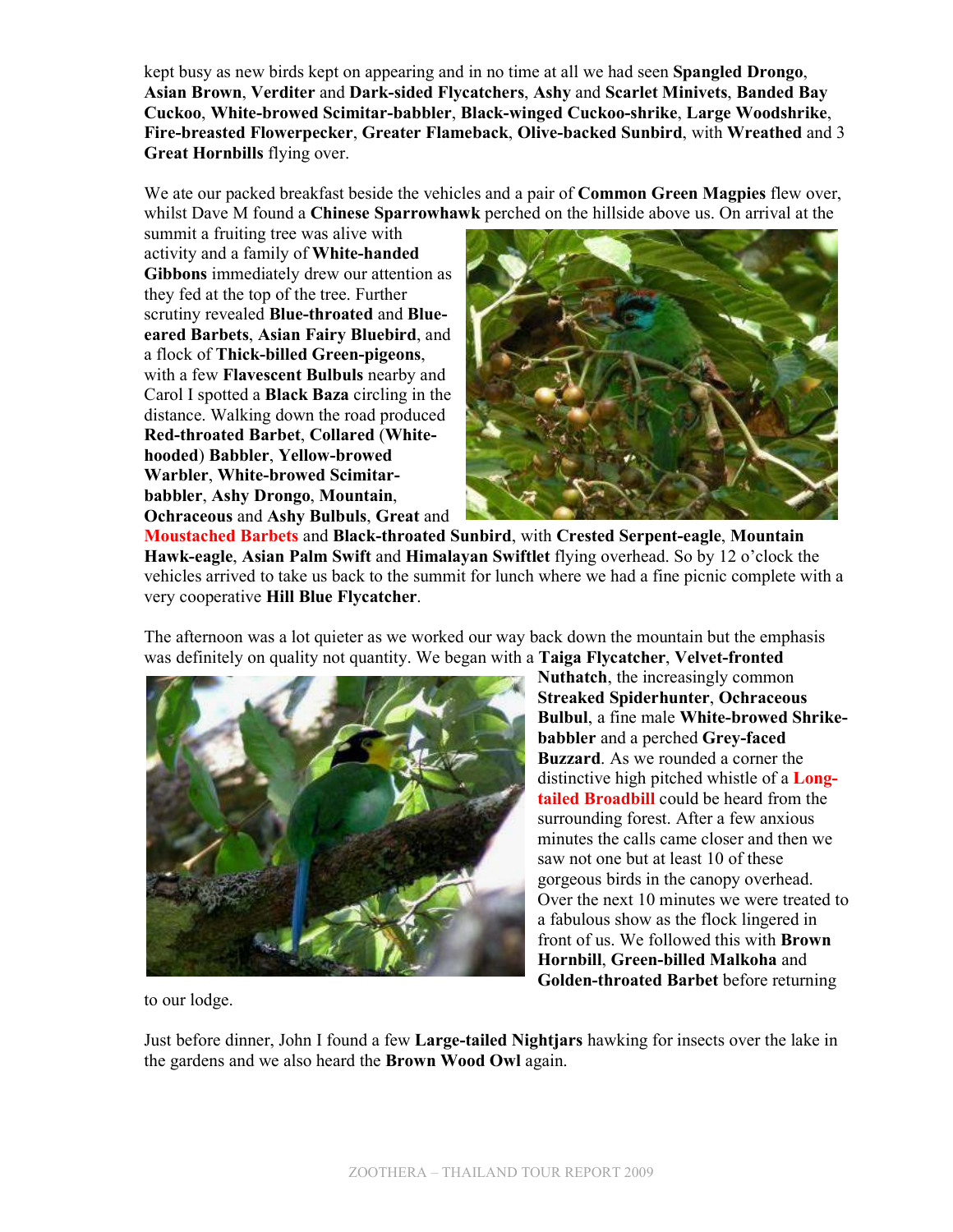kept busy as new birds kept on appearing and in no time at all we had seen **Spangled Drongo**, **Asian Brown**, **Verditer** and **Dark-sided Flycatchers**, **Ashy** and **Scarlet Minivets**, **Banded Bay Cuckoo**, **White-browed Scimitar-babbler**, **Black-winged Cuckoo-shrike**, **Large Woodshrike**, **Fire-breasted Flowerpecker**, **Greater Flameback**, **Olive-backed Sunbird**, with **Wreathed** and 3 **Great Hornbills** flying over.

We ate our packed breakfast beside the vehicles and a pair of **Common Green Magpies** flew over, whilst Dave M found a **Chinese Sparrowhawk** perched on the hillside above us. On arrival at the summit a fruiting tree was alive with activity and a family of **White-handed Gibbons** immediately drew our attention as they fed at the top of the tree. Further scrutiny revealed **Blue-throated** and **Blue-eared Barbets**, **Asian Fairy Bluebird**, and a flock of **Thick-billed Green-pigeons**, with a few **Flavescent Bulbuls** nearby and Carol I spotted a **Black Baza** circling in the distance. Walking down the road produced **Red-throated Barbet**, **Collared** (**White-hooded**) **Babbler**, **Yellow-browed Warbler**, **White-browed Scimitar-babbler**, **Ashy Drongo**, **Mountain**, **Ochraceous** and **Ashy Bulbuls**, **Great** and **Moustached Barbets** and **Black-throated Sunbird**, with **Crested Serpent-eagle**, **Mountain Hawk-eagle**, **Asian Palm Swift** and **Himalayan Swiftlet** flying overhead. So by 12 o'clock the vehicles arrived to take us back to the summit for lunch where we had a fine picnic complete with a very cooperative **Hill Blue Flycatcher**.

The afternoon was a lot quieter as we worked our way back down the mountain but the emphasis was definitely on quality not quantity. We began with a **Taiga Flycatcher**, **Velvet-fronted Nuthatch**, the increasingly common **Streaked Spiderhunter**, **Ochraceous Bulbul**, a fine male **White-browed Shrike-babbler** and a perched **Grey-faced Buzzard**. As we rounded a corner the distinctive high pitched whistle of a **Long-tailed Broadbill** could be heard from the surrounding forest. After a few anxious minutes the calls came closer and then we saw not one but at least 10 of these gorgeous birds in the canopy overhead. Over the next 10 minutes we were treated to a fabulous show as the flock lingered in front of us. We followed this with **Brown Hornbill**, **Green-billed Malkoha** and **Golden-throated Barbet** before returning to our lodge.

Just before dinner, John I found a few **Large-tailed Nightjars** hawking for insects over the lake in the gardens and we also heard the **Brown Wood Owl** again.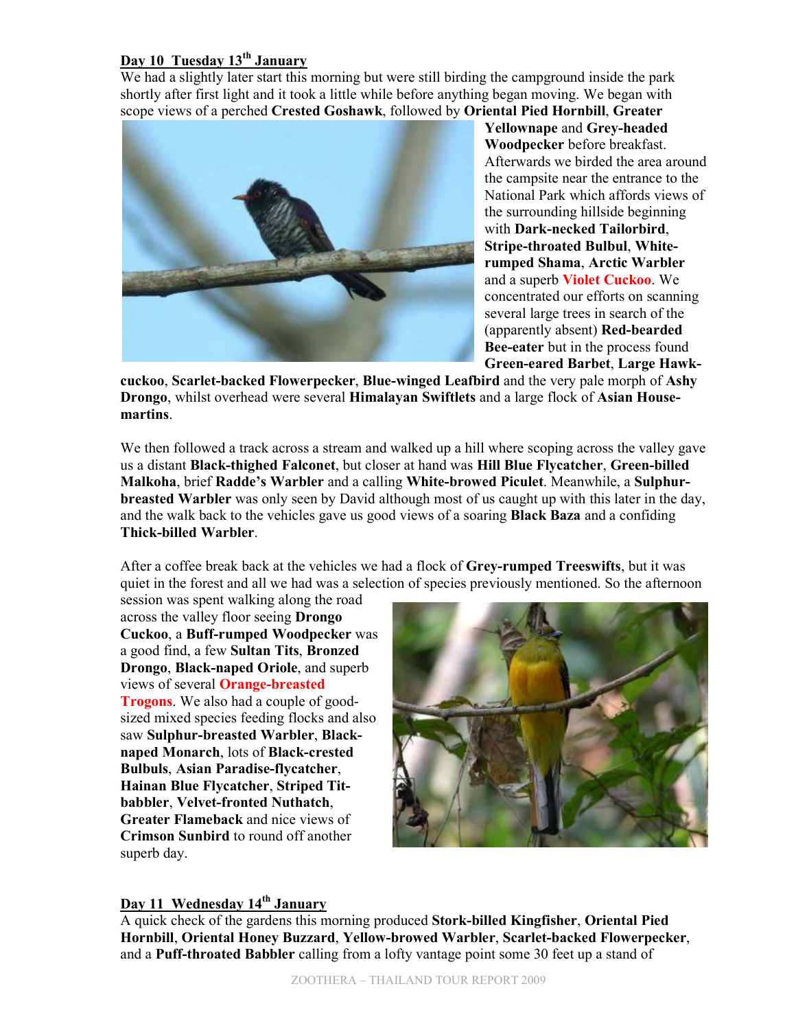## Day 10 Tuesday 13th January

We had a slightly later start this morning but were still birding the campground inside the park shortly after first light and it took a little while before anything began moving. We began with scope views of a perched **Crested Goshawk**, followed by **Oriental Pied Hornbill**, **Greater Yellownape** and **Grey-headed Woodpecker** before breakfast. Afterwards we birded the area around the campsite near the entrance to the National Park which affords views of the surrounding hillside beginning with **Dark-necked Tailorbird**, **Stripe-throated Bulbul**, **White-rumped Shama**, **Arctic Warbler** and a superb **Violet Cuckoo**. We concentrated our efforts on scanning several large trees in search of the (apparently absent) **Red-bearded Bee-eater** but in the process found **Green-eared Barbet**, **Large Hawk-cuckoo**, **Scarlet-backed Flowerpecker**, **Blue-winged Leafbird** and the very pale morph of **Ashy Drongo**, whilst overhead were several **Himalayan Swiftlets** and a large flock of **Asian House-martins**.

We then followed a track across a stream and walked up a hill where scoping across the valley gave us a distant **Black-thighed Falconet**, but closer at hand was **Hill Blue Flycatcher**, **Green-billed Malkoha**, brief **Radde's Warbler** and a calling **White-browed Piculet**. Meanwhile, a **Sulphur-breasted Warbler** was only seen by David although most of us caught up with this later in the day, and the walk back to the vehicles gave us good views of a soaring **Black Baza** and a confiding **Thick-billed Warbler**.

After a coffee break back at the vehicles we had a flock of **Grey-rumped Treeswifts**, but it was quiet in the forest and all we had was a selection of species previously mentioned. So the afternoon session was spent walking along the road across the valley floor seeing **Drongo Cuckoo**, a **Buff-rumped Woodpecker** was a good find, a few **Sultan Tits**, **Bronzed Drongo**, **Black-naped Oriole**, and superb views of several **Orange-breasted Trogons**. We also had a couple of good-sized mixed species feeding flocks and also saw **Sulphur-breasted Warbler**, **Black-naped Monarch**, lots of **Black-crested Bulbuls**, **Asian Paradise-flycatcher**, **Hainan Blue Flycatcher**, **Striped Tit-babbler**, **Velvet-fronted Nuthatch**, **Greater Flameback** and nice views of **Crimson Sunbird** to round off another superb day.

## Day 11 Wednesday 14th January

A quick check of the gardens this morning produced **Stork-billed Kingfisher**, **Oriental Pied Hornbill**, **Oriental Honey Buzzard**, **Yellow-browed Warbler**, **Scarlet-backed Flowerpecker**, and a **Puff-throated Babbler** calling from a lofty vantage point some 30 feet up a stand of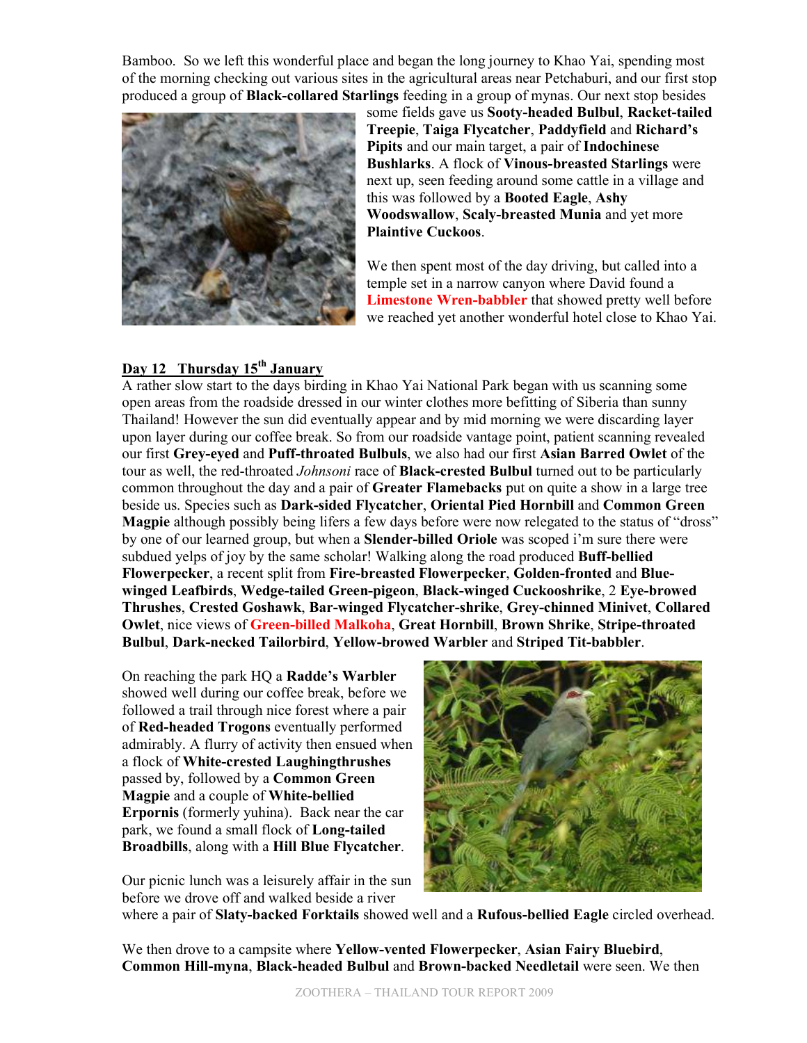Bamboo. So we left this wonderful place and began the long journey to Khao Yai, spending most of the morning checking out various sites in the agricultural areas near Petchaburi, and our first stop produced a group of **Black-collared Starlings** feeding in a group of mynas. Our next stop besides some fields gave us **Sooty-headed Bulbul**, **Racket-tailed Treepie**, **Taiga Flycatcher**, **Paddyfield** and **Richard's Pipits** and our main target, a pair of **Indochinese Bushlarks**. A flock of **Vinous-breasted Starlings** were next up, seen feeding around some cattle in a village and this was followed by a **Booted Eagle**, **Ashy Woodswallow**, **Scaly-breasted Munia** and yet more **Plaintive Cuckoos**.

We then spent most of the day driving, but called into a temple set in a narrow canyon where David found a **Limestone Wren-babbler** that showed pretty well before we reached yet another wonderful hotel close to Khao Yai.

## Day 12 Thursday 15th January

A rather slow start to the days birding in Khao Yai National Park began with us scanning some open areas from the roadside dressed in our winter clothes more befitting of Siberia than sunny Thailand! However the sun did eventually appear and by mid morning we were discarding layer upon layer during our coffee break. So from our roadside vantage point, patient scanning revealed our first **Grey-eyed** and **Puff-throated Bulbuls**, we also had our first **Asian Barred Owlet** of the tour as well, the red-throated *Johnsoni* race of **Black-crested Bulbul** turned out to be particularly common throughout the day and a pair of **Greater Flamebacks** put on quite a show in a large tree beside us. Species such as **Dark-sided Flycatcher**, **Oriental Pied Hornbill** and **Common Green Magpie** although possibly being lifers a few days before were now relegated to the status of "dross" by one of our learned group, but when a **Slender-billed Oriole** was scoped i'm sure there were subdued yelps of joy by the same scholar! Walking along the road produced **Buff-bellied Flowerpecker**, a recent split from **Fire-breasted Flowerpecker**, **Golden-fronted** and **Blue-winged Leafbirds**, **Wedge-tailed Green-pigeon**, **Black-winged Cuckooshrike**, 2 **Eye-browed Thrushes**, **Crested Goshawk**, **Bar-winged Flycatcher-shrike**, **Grey-chinned Minivet**, **Collared Owlet**, nice views of **Green-billed Malkoha**, **Great Hornbill**, **Brown Shrike**, **Stripe-throated Bulbul**, **Dark-necked Tailorbird**, **Yellow-browed Warbler** and **Striped Tit-babbler**.

On reaching the park HQ a **Radde's Warbler** showed well during our coffee break, before we followed a trail through nice forest where a pair of **Red-headed Trogons** eventually performed admirably. A flurry of activity then ensued when a flock of **White-crested Laughingthrushes** passed by, followed by a **Common Green Magpie** and a couple of **White-bellied Erpornis** (formerly yuhina). Back near the car park, we found a small flock of **Long-tailed Broadbills**, along with a **Hill Blue Flycatcher**.

Our picnic lunch was a leisurely affair in the sun before we drove off and walked beside a river where a pair of **Slaty-backed Forktails** showed well and a **Rufous-bellied Eagle** circled overhead.

We then drove to a campsite where **Yellow-vented Flowerpecker**, **Asian Fairy Bluebird**, **Common Hill-myna**, **Black-headed Bulbul** and **Brown-backed Needletail** were seen. We then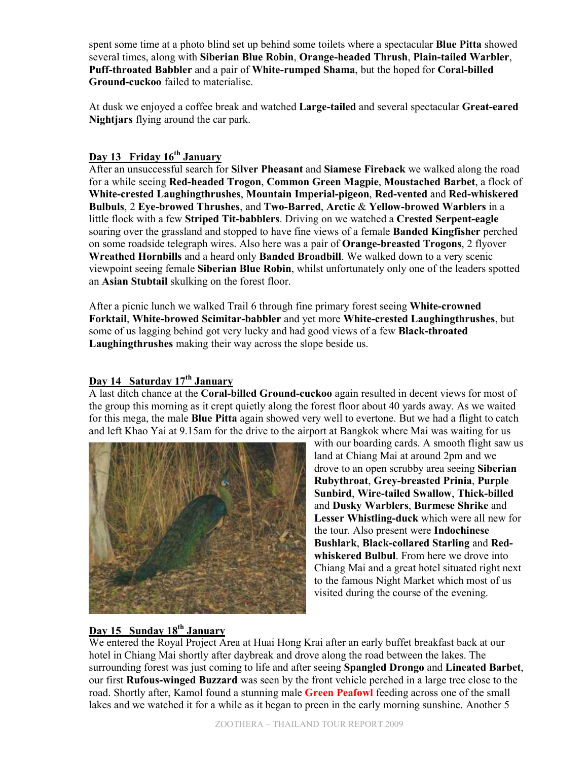spent some time at a photo blind set up behind some toilets where a spectacular **Blue Pitta** showed several times, along with **Siberian Blue Robin**, **Orange-headed Thrush**, **Plain-tailed Warbler**, **Puff-throated Babbler** and a pair of **White-rumped Shama**, but the hoped for **Coral-billed Ground-cuckoo** failed to materialise.

At dusk we enjoyed a coffee break and watched **Large-tailed** and several spectacular **Great-eared Nightjars** flying around the car park.

## Day 13 Friday 16th January

After an unsuccessful search for **Silver Pheasant** and **Siamese Fireback** we walked along the road for a while seeing **Red-headed Trogon**, **Common Green Magpie**, **Moustached Barbet**, a flock of **White-crested Laughingthrushes**, **Mountain Imperial-pigeon**, **Red-vented** and **Red-whiskered Bulbuls**, 2 **Eye-browed Thrushes**, and **Two-Barred**, **Arctic** & **Yellow-browed Warblers** in a little flock with a few **Striped Tit-babblers**. Driving on we watched a **Crested Serpent-eagle** soaring over the grassland and stopped to have fine views of a female **Banded Kingfisher** perched on some roadside telegraph wires. Also here was a pair of **Orange-breasted Trogons**, 2 flyover **Wreathed Hornbills** and a heard only **Banded Broadbill**. We walked down to a very scenic viewpoint seeing female **Siberian Blue Robin**, whilst unfortunately only one of the leaders spotted an **Asian Stubtail** skulking on the forest floor.

After a picnic lunch we walked Trail 6 through fine primary forest seeing **White-crowned Forktail**, **White-browed Scimitar-babbler** and yet more **White-crested Laughingthrushes**, but some of us lagging behind got very lucky and had good views of a few **Black-throated Laughingthrushes** making their way across the slope beside us.

## Day 14 Saturday 17th January

A last ditch chance at the **Coral-billed Ground-cuckoo** again resulted in decent views for most of the group this morning as it crept quietly along the forest floor about 40 yards away. As we waited for this mega, the male **Blue Pitta** again showed very well to evertone. But we had a flight to catch and left Khao Yai at 9.15am for the drive to the airport at Bangkok where Mai was waiting for us with our boarding cards. A smooth flight saw us land at Chiang Mai at around 2pm and we drove to an open scrubby area seeing **Siberian Rubythroat**, **Grey-breasted Prinia**, **Purple Sunbird**, **Wire-tailed Swallow**, **Thick-billed** and **Dusky Warblers**, **Burmese Shrike** and **Lesser Whistling-duck** which were all new for the tour. Also present were **Indochinese Bushlark**, **Black-collared Starling** and **Red-whiskered Bulbul**. From here we drove into Chiang Mai and a great hotel situated right next to the famous Night Market which most of us visited during the course of the evening.

## Day 15 Sunday 18th January

We entered the Royal Project Area at Huai Hong Krai after an early buffet breakfast back at our hotel in Chiang Mai shortly after daybreak and drove along the road between the lakes. The surrounding forest was just coming to life and after seeing **Spangled Drongo** and **Lineated Barbet**, our first **Rufous-winged Buzzard** was seen by the front vehicle perched in a large tree close to the road. Shortly after, Kamol found a stunning male **Green Peafowl** feeding across one of the small lakes and we watched it for a while as it began to preen in the early morning sunshine. Another 5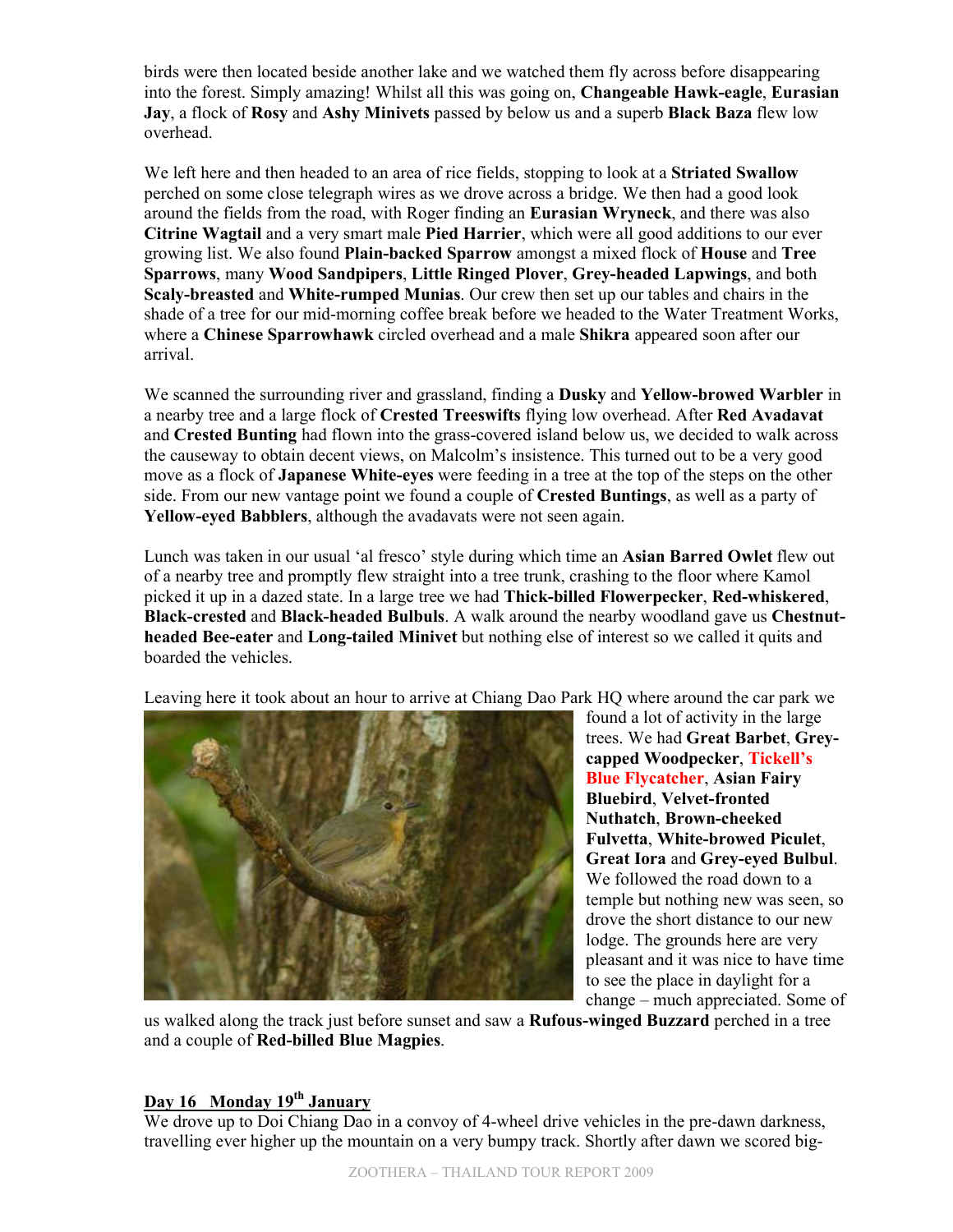birds were then located beside another lake and we watched them fly across before disappearing into the forest. Simply amazing! Whilst all this was going on, **Changeable Hawk-eagle**, **Eurasian Jay**, a flock of **Rosy** and **Ashy Minivets** passed by below us and a superb **Black Baza** flew low overhead.

We left here and then headed to an area of rice fields, stopping to look at a **Striated Swallow** perched on some close telegraph wires as we drove across a bridge. We then had a good look around the fields from the road, with Roger finding an **Eurasian Wryneck**, and there was also **Citrine Wagtail** and a very smart male **Pied Harrier**, which were all good additions to our ever growing list. We also found **Plain-backed Sparrow** amongst a mixed flock of **House** and **Tree Sparrows**, many **Wood Sandpipers**, **Little Ringed Plover**, **Grey-headed Lapwings**, and both **Scaly-breasted** and **White-rumped Munias**. Our crew then set up our tables and chairs in the shade of a tree for our mid-morning coffee break before we headed to the Water Treatment Works, where a **Chinese Sparrowhawk** circled overhead and a male **Shikra** appeared soon after our arrival.

We scanned the surrounding river and grassland, finding a **Dusky** and **Yellow-browed Warbler** in a nearby tree and a large flock of **Crested Treeswifts** flying low overhead. After **Red Avadavat** and **Crested Bunting** had flown into the grass-covered island below us, we decided to walk across the causeway to obtain decent views, on Malcolm's insistence. This turned out to be a very good move as a flock of **Japanese White-eyes** were feeding in a tree at the top of the steps on the other side. From our new vantage point we found a couple of **Crested Buntings**, as well as a party of **Yellow-eyed Babblers**, although the avadavats were not seen again.

Lunch was taken in our usual 'al fresco' style during which time an **Asian Barred Owlet** flew out of a nearby tree and promptly flew straight into a tree trunk, crashing to the floor where Kamol picked it up in a dazed state. In a large tree we had **Thick-billed Flowerpecker**, **Red-whiskered**, **Black-crested** and **Black-headed Bulbuls**. A walk around the nearby woodland gave us **Chestnut-headed Bee-eater** and **Long-tailed Minivet** but nothing else of interest so we called it quits and boarded the vehicles.

Leaving here it took about an hour to arrive at Chiang Dao Park HQ where around the car park we found a lot of activity in the large trees. We had **Great Barbet**, **Grey-capped Woodpecker**, **Tickell's Blue Flycatcher**, **Asian Fairy Bluebird**, **Velvet-fronted Nuthatch**, **Brown-cheeked Fulvetta**, **White-browed Piculet**, **Great Iora** and **Grey-eyed Bulbul**. We followed the road down to a temple but nothing new was seen, so drove the short distance to our new lodge. The grounds here are very pleasant and it was nice to have time to see the place in daylight for a change – much appreciated. Some of us walked along the track just before sunset and saw a **Rufous-winged Buzzard** perched in a tree and a couple of **Red-billed Blue Magpies**.

## Day 16 Monday 19th January

We drove up to Doi Chiang Dao in a convoy of 4-wheel drive vehicles in the pre-dawn darkness, travelling ever higher up the mountain on a very bumpy track. Shortly after dawn we scored big-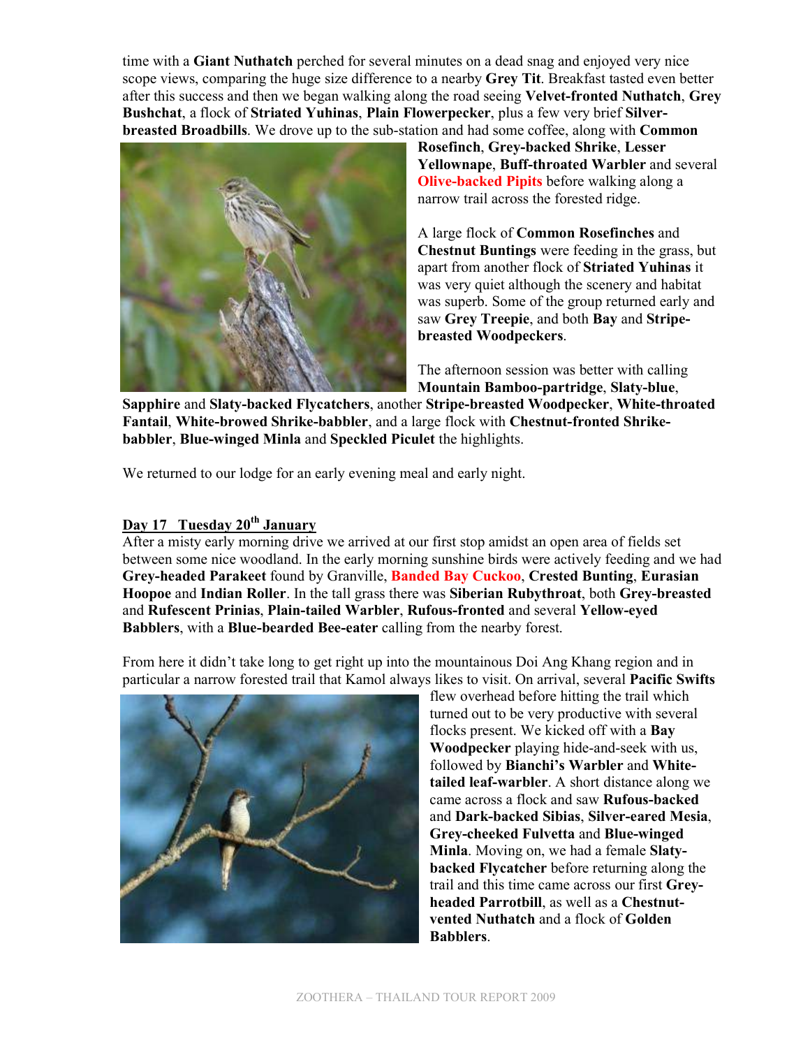time with a **Giant Nuthatch** perched for several minutes on a dead snag and enjoyed very nice scope views, comparing the huge size difference to a nearby **Grey Tit**. Breakfast tasted even better after this success and then we began walking along the road seeing **Velvet-fronted Nuthatch**, **Grey Bushchat**, a flock of **Striated Yuhinas**, **Plain Flowerpecker**, plus a few very brief **Silver-breasted Broadbills**. We drove up to the sub-station and had some coffee, along with **Common Rosefinch**, **Grey-backed Shrike**, **Lesser Yellownape**, **Buff-throated Warbler** and several **Olive-backed Pipits** before walking along a narrow trail across the forested ridge.

A large flock of **Common Rosefinches** and **Chestnut Buntings** were feeding in the grass, but apart from another flock of **Striated Yuhinas** it was very quiet although the scenery and habitat was superb. Some of the group returned early and saw **Grey Treepie**, and both **Bay** and **Stripe-breasted Woodpeckers**.

The afternoon session was better with calling **Mountain Bamboo-partridge**, **Slaty-blue**, **Sapphire** and **Slaty-backed Flycatchers**, another **Stripe-breasted Woodpecker**, **White-throated Fantail**, **White-browed Shrike-babbler**, and a large flock with **Chestnut-fronted Shrike-babbler**, **Blue-winged Minla** and **Speckled Piculet** the highlights.

We returned to our lodge for an early evening meal and early night.

## Day 17 Tuesday 20th January

After a misty early morning drive we arrived at our first stop amidst an open area of fields set between some nice woodland. In the early morning sunshine birds were actively feeding and we had **Grey-headed Parakeet** found by Granville, **Banded Bay Cuckoo**, **Crested Bunting**, **Eurasian Hoopoe** and **Indian Roller**. In the tall grass there was **Siberian Rubythroat**, both **Grey-breasted** and **Rufescent Prinias**, **Plain-tailed Warbler**, **Rufous-fronted** and several **Yellow-eyed Babblers**, with a **Blue-bearded Bee-eater** calling from the nearby forest.

From here it didn't take long to get right up into the mountainous Doi Ang Khang region and in particular a narrow forested trail that Kamol always likes to visit. On arrival, several **Pacific Swifts** flew overhead before hitting the trail which turned out to be very productive with several flocks present. We kicked off with a **Bay Woodpecker** playing hide-and-seek with us, followed by **Bianchi's Warbler** and **White-tailed leaf-warbler**. A short distance along we came across a flock and saw **Rufous-backed** and **Dark-backed Sibias**, **Silver-eared Mesia**, **Grey-cheeked Fulvetta** and **Blue-winged Minla**. Moving on, we had a female **Slaty-backed Flycatcher** before returning along the trail and this time came across our first **Grey-headed Parrotbill**, as well as a **Chestnut-vented Nuthatch** and a flock of **Golden Babblers**.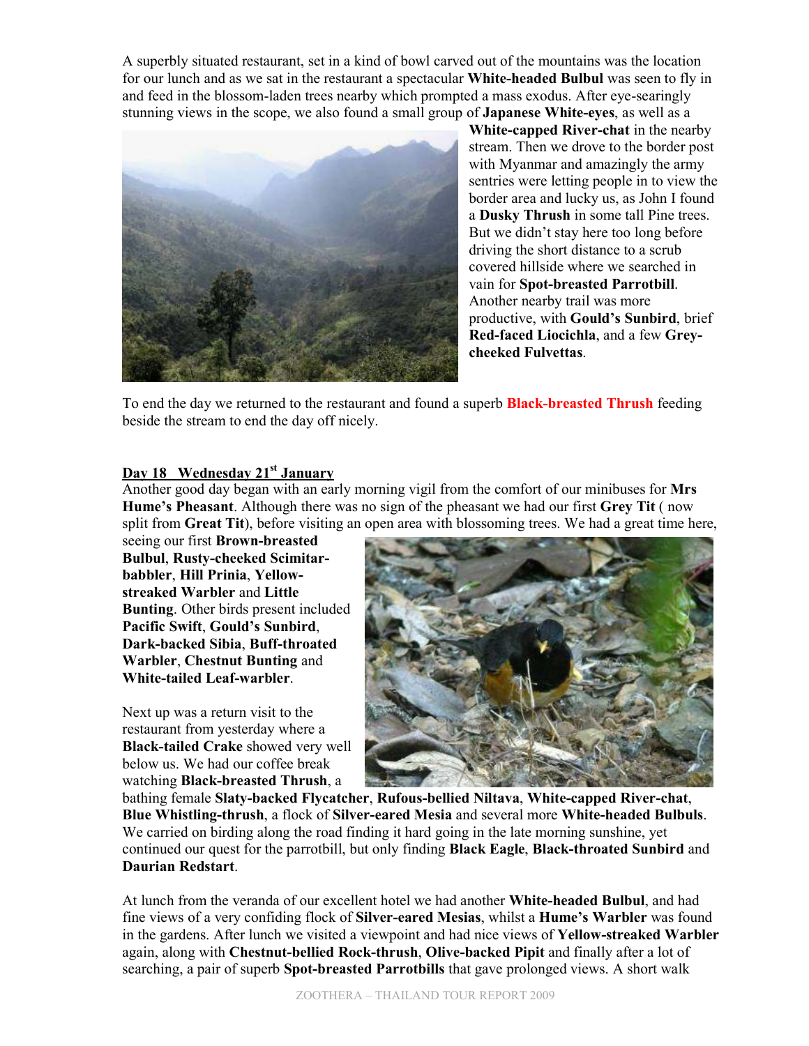A superbly situated restaurant, set in a kind of bowl carved out of the mountains was the location for our lunch and as we sat in the restaurant a spectacular **White-headed Bulbul** was seen to fly in and feed in the blossom-laden trees nearby which prompted a mass exodus. After eye-searingly stunning views in the scope, we also found a small group of **Japanese White-eyes**, as well as a **White-capped River-chat** in the nearby stream. Then we drove to the border post with Myanmar and amazingly the army sentries were letting people in to view the border area and lucky us, as John I found a **Dusky Thrush** in some tall Pine trees. But we didn't stay here too long before driving the short distance to a scrub covered hillside where we searched in vain for **Spot-breasted Parrotbill**. Another nearby trail was more productive, with **Gould's Sunbird**, brief **Red-faced Liocichla**, and a few **Grey-cheeked Fulvettas**.

To end the day we returned to the restaurant and found a superb **Black-breasted Thrush** feeding beside the stream to end the day off nicely.

## Day 18 Wednesday 21st January

Another good day began with an early morning vigil from the comfort of our minibuses for **Mrs Hume's Pheasant**. Although there was no sign of the pheasant we had our first **Grey Tit** ( now split from **Great Tit**), before visiting an open area with blossoming trees. We had a great time here, seeing our first **Brown-breasted Bulbul**, **Rusty-cheeked Scimitar-babbler**, **Hill Prinia**, **Yellow-streaked Warbler** and **Little Bunting**. Other birds present included **Pacific Swift**, **Gould's Sunbird**, **Dark-backed Sibia**, **Buff-throated Warbler**, **Chestnut Bunting** and **White-tailed Leaf-warbler**.

Next up was a return visit to the restaurant from yesterday where a **Black-tailed Crake** showed very well below us. We had our coffee break watching **Black-breasted Thrush**, a bathing female **Slaty-backed Flycatcher**, **Rufous-bellied Niltava**, **White-capped River-chat**, **Blue Whistling-thrush**, a flock of **Silver-eared Mesia** and several more **White-headed Bulbuls**. We carried on birding along the road finding it hard going in the late morning sunshine, yet continued our quest for the parrotbill, but only finding **Black Eagle**, **Black-throated Sunbird** and **Daurian Redstart**.

At lunch from the veranda of our excellent hotel we had another **White-headed Bulbul**, and had fine views of a very confiding flock of **Silver-eared Mesias**, whilst a **Hume's Warbler** was found in the gardens. After lunch we visited a viewpoint and had nice views of **Yellow-streaked Warbler** again, along with **Chestnut-bellied Rock-thrush**, **Olive-backed Pipit** and finally after a lot of searching, a pair of superb **Spot-breasted Parrotbills** that gave prolonged views. A short walk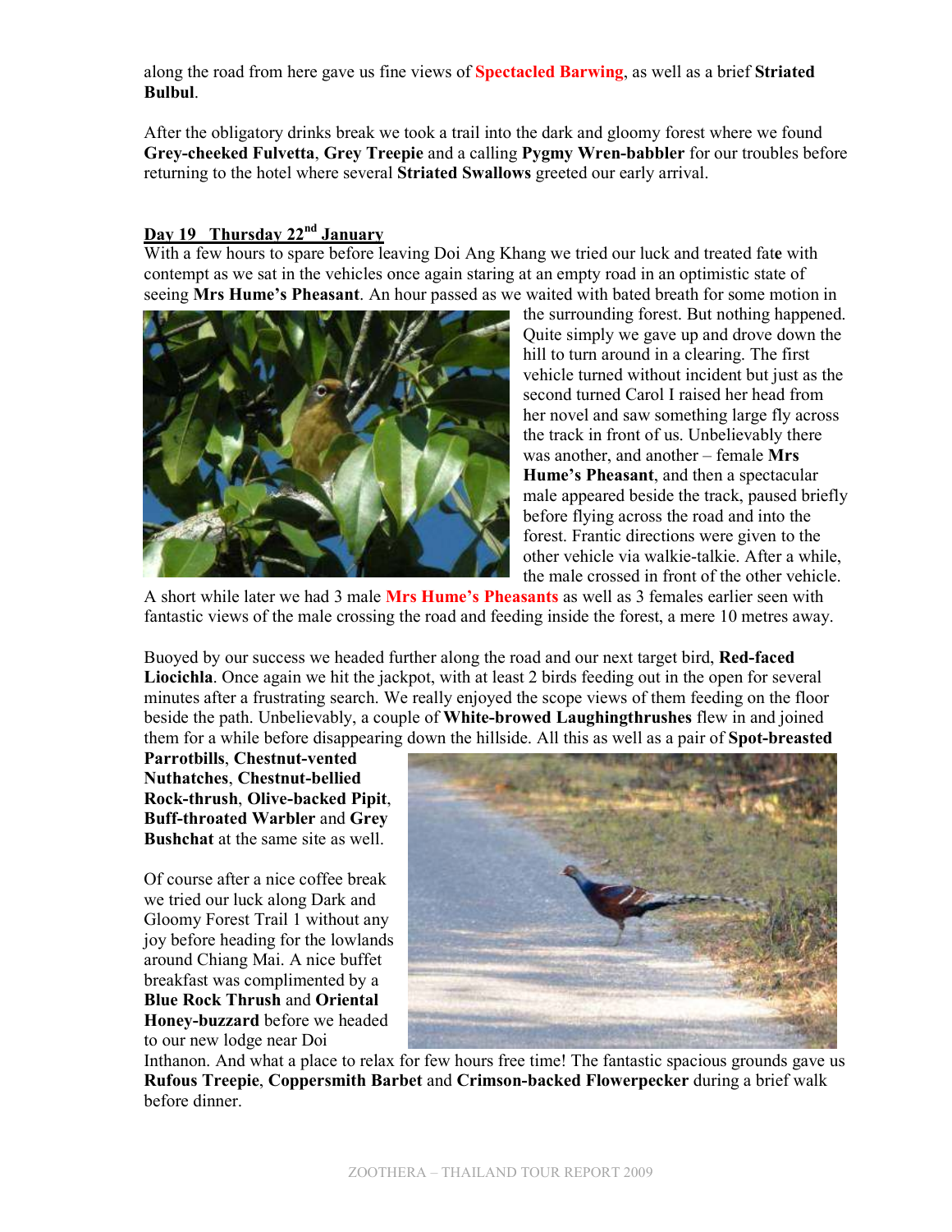along the road from here gave us fine views of **Spectacled Barwing**, as well as a brief **Striated Bulbul**.

After the obligatory drinks break we took a trail into the dark and gloomy forest where we found **Grey-cheeked Fulvetta**, **Grey Treepie** and a calling **Pygmy Wren-babbler** for our troubles before returning to the hotel where several **Striated Swallows** greeted our early arrival.

## Day 19 Thursday 22nd January

With a few hours to spare before leaving Doi Ang Khang we tried our luck and treated fate with contempt as we sat in the vehicles once again staring at an empty road in an optimistic state of seeing **Mrs Hume's Pheasant**. An hour passed as we waited with bated breath for some motion in the surrounding forest. But nothing happened. Quite simply we gave up and drove down the hill to turn around in a clearing. The first vehicle turned without incident but just as the second turned Carol I raised her head from her novel and saw something large fly across the track in front of us. Unbelievably there was another, and another – female **Mrs Hume's Pheasant**, and then a spectacular male appeared beside the track, paused briefly before flying across the road and into the forest. Frantic directions were given to the other vehicle via walkie-talkie. After a while, the male crossed in front of the other vehicle. A short while later we had 3 male **Mrs Hume's Pheasants** as well as 3 females earlier seen with fantastic views of the male crossing the road and feeding inside the forest, a mere 10 metres away.

Buoyed by our success we headed further along the road and our next target bird, **Red-faced Liocichla**. Once again we hit the jackpot, with at least 2 birds feeding out in the open for several minutes after a frustrating search. We really enjoyed the scope views of them feeding on the floor beside the path. Unbelievably, a couple of **White-browed Laughingthrushes** flew in and joined them for a while before disappearing down the hillside. All this as well as a pair of **Spot-breasted Parrotbills**, **Chestnut-vented Nuthatches**, **Chestnut-bellied Rock-thrush**, **Olive-backed Pipit**, **Buff-throated Warbler** and **Grey Bushchat** at the same site as well.

Of course after a nice coffee break we tried our luck along Dark and Gloomy Forest Trail 1 without any joy before heading for the lowlands around Chiang Mai. A nice buffet breakfast was complimented by a **Blue Rock Thrush** and **Oriental Honey-buzzard** before we headed to our new lodge near Doi Inthanon. And what a place to relax for few hours free time! The fantastic spacious grounds gave us **Rufous Treepie**, **Coppersmith Barbet** and **Crimson-backed Flowerpecker** during a brief walk before dinner.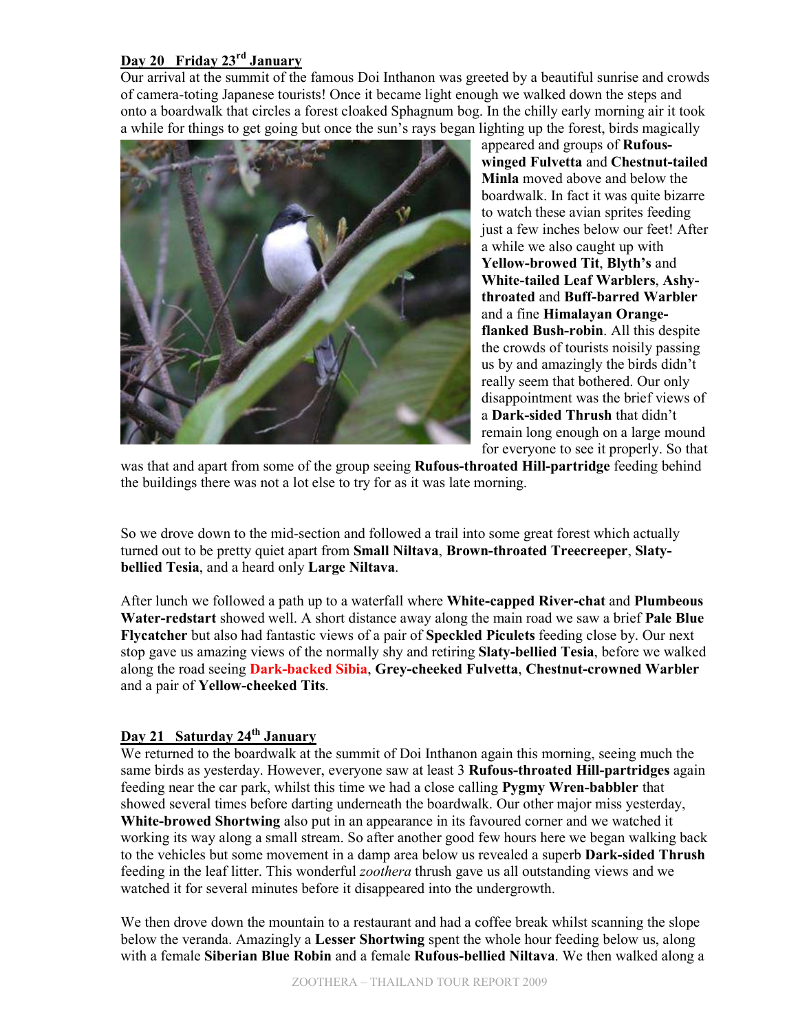## Day 20 Friday 23rd January

Our arrival at the summit of the famous Doi Inthanon was greeted by a beautiful sunrise and crowds of camera-toting Japanese tourists! Once it became light enough we walked down the steps and onto a boardwalk that circles a forest cloaked Sphagnum bog. In the chilly early morning air it took a while for things to get going but once the sun's rays began lighting up the forest, birds magically appeared and groups of **Rufous-winged Fulvetta** and **Chestnut-tailed Minla** moved above and below the boardwalk. In fact it was quite bizarre to watch these avian sprites feeding just a few inches below our feet! After a while we also caught up with **Yellow-browed Tit**, **Blyth's** and **White-tailed Leaf Warblers**, **Ashy-throated** and **Buff-barred Warbler** and a fine **Himalayan Orange-flanked Bush-robin**. All this despite the crowds of tourists noisily passing us by and amazingly the birds didn't really seem that bothered. Our only disappointment was the brief views of a **Dark-sided Thrush** that didn't remain long enough on a large mound for everyone to see it properly. So that was that and apart from some of the group seeing **Rufous-throated Hill-partridge** feeding behind the buildings there was not a lot else to try for as it was late morning.

So we drove down to the mid-section and followed a trail into some great forest which actually turned out to be pretty quiet apart from **Small Niltava**, **Brown-throated Treecreeper**, **Slaty-bellied Tesia**, and a heard only **Large Niltava**.

After lunch we followed a path up to a waterfall where **White-capped River-chat** and **Plumbeous Water-redstart** showed well. A short distance away along the main road we saw a brief **Pale Blue Flycatcher** but also had fantastic views of a pair of **Speckled Piculets** feeding close by. Our next stop gave us amazing views of the normally shy and retiring **Slaty-bellied Tesia**, before we walked along the road seeing **Dark-backed Sibia**, **Grey-cheeked Fulvetta**, **Chestnut-crowned Warbler** and a pair of **Yellow-cheeked Tits**.

## Day 21 Saturday 24th January

We returned to the boardwalk at the summit of Doi Inthanon again this morning, seeing much the same birds as yesterday. However, everyone saw at least 3 **Rufous-throated Hill-partridges** again feeding near the car park, whilst this time we had a close calling **Pygmy Wren-babbler** that showed several times before darting underneath the boardwalk. Our other major miss yesterday, **White-browed Shortwing** also put in an appearance in its favoured corner and we watched it working its way along a small stream. So after another good few hours here we began walking back to the vehicles but some movement in a damp area below us revealed a superb **Dark-sided Thrush** feeding in the leaf litter. This wonderful *zoothera* thrush gave us all outstanding views and we watched it for several minutes before it disappeared into the undergrowth.

We then drove down the mountain to a restaurant and had a coffee break whilst scanning the slope below the veranda. Amazingly a **Lesser Shortwing** spent the whole hour feeding below us, along with a female **Siberian Blue Robin** and a female **Rufous-bellied Niltava**. We then walked along a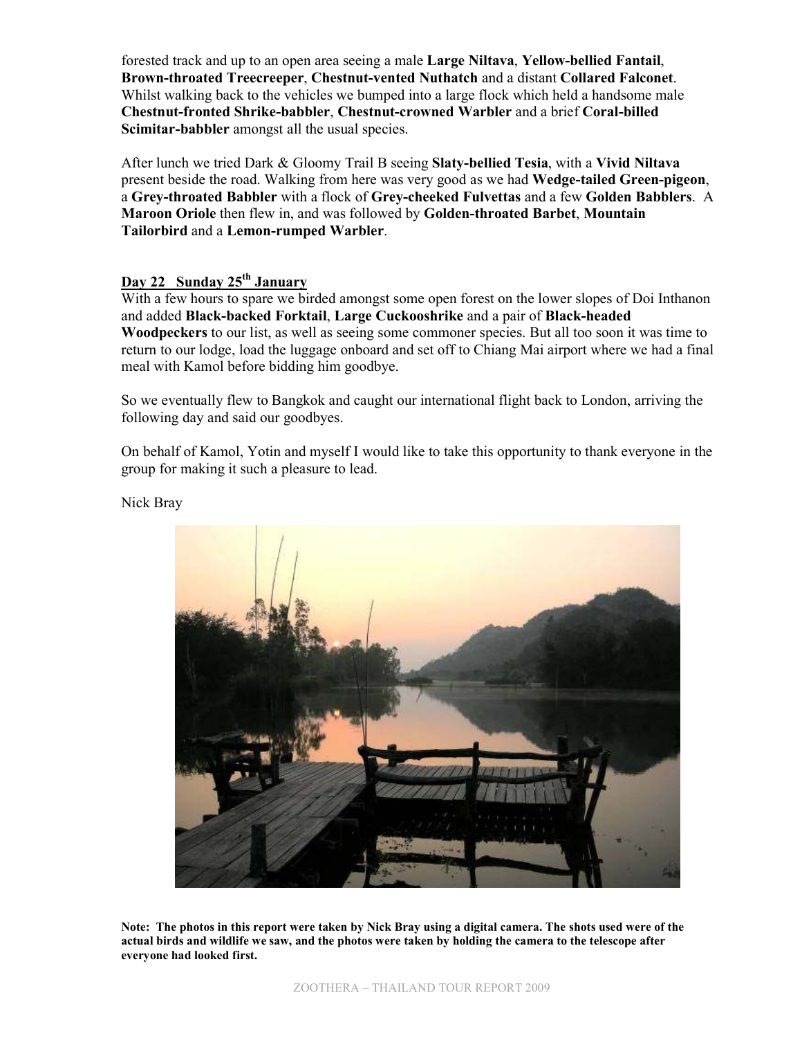forested track and up to an open area seeing a male **Large Niltava**, **Yellow-bellied Fantail**, **Brown-throated Treecreeper**, **Chestnut-vented Nuthatch** and a distant **Collared Falconet**. Whilst walking back to the vehicles we bumped into a large flock which held a handsome male **Chestnut-fronted Shrike-babbler**, **Chestnut-crowned Warbler** and a brief **Coral-billed Scimitar-babbler** amongst all the usual species.

After lunch we tried Dark & Gloomy Trail B seeing **Slaty-bellied Tesia**, with a **Vivid Niltava** present beside the road. Walking from here was very good as we had **Wedge-tailed Green-pigeon**, a **Grey-throated Babbler** with a flock of **Grey-cheeked Fulvettas** and a few **Golden Babblers**. A **Maroon Oriole** then flew in, and was followed by **Golden-throated Barbet**, **Mountain Tailorbird** and a **Lemon-rumped Warbler**.

## Day 22 Sunday 25th January

With a few hours to spare we birded amongst some open forest on the lower slopes of Doi Inthanon and added **Black-backed Forktail**, **Large Cuckooshrike** and a pair of **Black-headed Woodpeckers** to our list, as well as seeing some commoner species. But all too soon it was time to return to our lodge, load the luggage onboard and set off to Chiang Mai airport where we had a final meal with Kamol before bidding him goodbye.

So we eventually flew to Bangkok and caught our international flight back to London, arriving the following day and said our goodbyes.

On behalf of Kamol, Yotin and myself I would like to take this opportunity to thank everyone in the group for making it such a pleasure to lead.

Nick Bray

**Note: The photos in this report were taken by Nick Bray using a digital camera. The shots used were of the actual birds and wildlife we saw, and the photos were taken by holding the camera to the telescope after everyone had looked first.**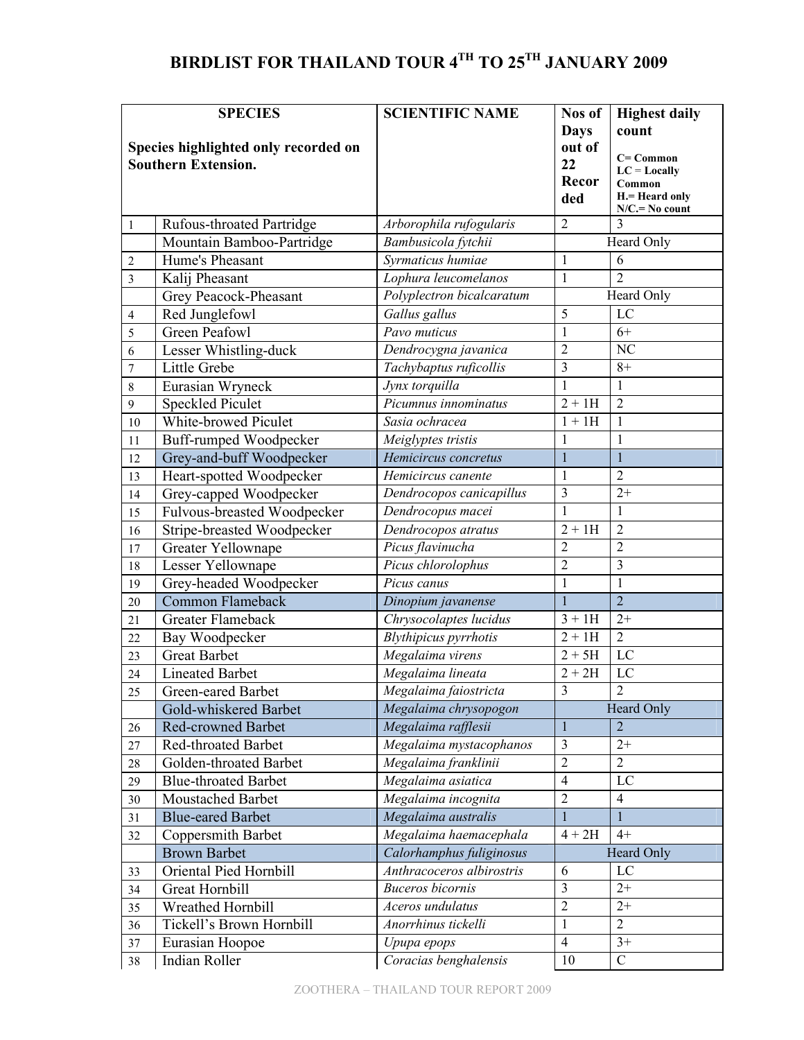# BIRDLIST FOR THAILAND TOUR 4TH TO 25TH JANUARY 2009

| | SPECIES<br>Species highlighted only recorded on Southern Extension. | SCIENTIFIC NAME | Nos of Days out of 22 Recorded | Highest daily count<br>C= Common<br>LC = Locally Common<br>H.= Heard only<br>N/C.= No count |
|---|---|---|---|---|
| 1 | Rufous-throated Partridge | *Arborophila rufogularis* | 2 | 3 |
| | Mountain Bamboo-Partridge | *Bambusicola fytchii* | Heard Only | |
| 2 | Hume's Pheasant | *Syrmaticus humiae* | 1 | 6 |
| 3 | Kalij Pheasant | *Lophura leucomelanos* | 1 | 2 |
| | Grey Peacock-Pheasant | *Polyplectron bicalcaratum* | Heard Only | |
| 4 | Red Junglefowl | *Gallus gallus* | 5 | LC |
| 5 | Green Peafowl | *Pavo muticus* | 1 | 6+ |
| 6 | Lesser Whistling-duck | *Dendrocygna javanica* | 2 | NC |
| 7 | Little Grebe | *Tachybaptus ruficollis* | 3 | 8+ |
| 8 | Eurasian Wryneck | *Jynx torquilla* | 1 | 1 |
| 9 | Speckled Piculet | *Picumnus innominatus* | 2 + 1H | 2 |
| 10 | White-browed Piculet | *Sasia ochracea* | 1 + 1H | 1 |
| 11 | Buff-rumped Woodpecker | *Meiglyptes tristis* | 1 | 1 |
| 12 | Grey-and-buff Woodpecker | *Hemicircus concretus* | 1 | 1 |
| 13 | Heart-spotted Woodpecker | *Hemicircus canente* | 1 | 2 |
| 14 | Grey-capped Woodpecker | *Dendrocopos canicapillus* | 3 | 2+ |
| 15 | Fulvous-breasted Woodpecker | *Dendrocopus macei* | 1 | 1 |
| 16 | Stripe-breasted Woodpecker | *Dendrocopos atratus* | 2 + 1H | 2 |
| 17 | Greater Yellownape | *Picus flavinucha* | 2 | 2 |
| 18 | Lesser Yellownape | *Picus chlorolophus* | 2 | 3 |
| 19 | Grey-headed Woodpecker | *Picus canus* | 1 | 1 |
| 20 | Common Flameback | *Dinopium javanense* | 1 | 2 |
| 21 | Greater Flameback | *Chrysocolaptes lucidus* | 3 + 1H | 2+ |
| 22 | Bay Woodpecker | *Blythipicus pyrrhotis* | 2 + 1H | 2 |
| 23 | Great Barbet | *Megalaima virens* | 2 + 5H | LC |
| 24 | Lineated Barbet | *Megalaima lineata* | 2 + 2H | LC |
| 25 | Green-eared Barbet | *Megalaima faiostricta* | 3 | 2 |
| | Gold-whiskered Barbet | *Megalaima chrysopogon* | Heard Only | |
| 26 | Red-crowned Barbet | *Megalaima rafflesii* | 1 | 2 |
| 27 | Red-throated Barbet | *Megalaima mystacophanos* | 3 | 2+ |
| 28 | Golden-throated Barbet | *Megalaima franklinii* | 2 | 2 |
| 29 | Blue-throated Barbet | *Megalaima asiatica* | 4 | LC |
| 30 | Moustached Barbet | *Megalaima incognita* | 2 | 4 |
| 31 | Blue-eared Barbet | *Megalaima australis* | 1 | 1 |
| 32 | Coppersmith Barbet | *Megalaima haemacephala* | 4 + 2H | 4+ |
| | Brown Barbet | *Calorhamphus fuliginosus* | Heard Only | |
| 33 | Oriental Pied Hornbill | *Anthracoceros albirostris* | 6 | LC |
| 34 | Great Hornbill | *Buceros bicornis* | 3 | 2+ |
| 35 | Wreathed Hornbill | *Aceros undulatus* | 2 | 2+ |
| 36 | Tickell's Brown Hornbill | *Anorrhinus tickelli* | 1 | 2 |
| 37 | Eurasian Hoopoe | *Upupa epops* | 4 | 3+ |
| 38 | Indian Roller | *Coracias benghalensis* | 10 | C |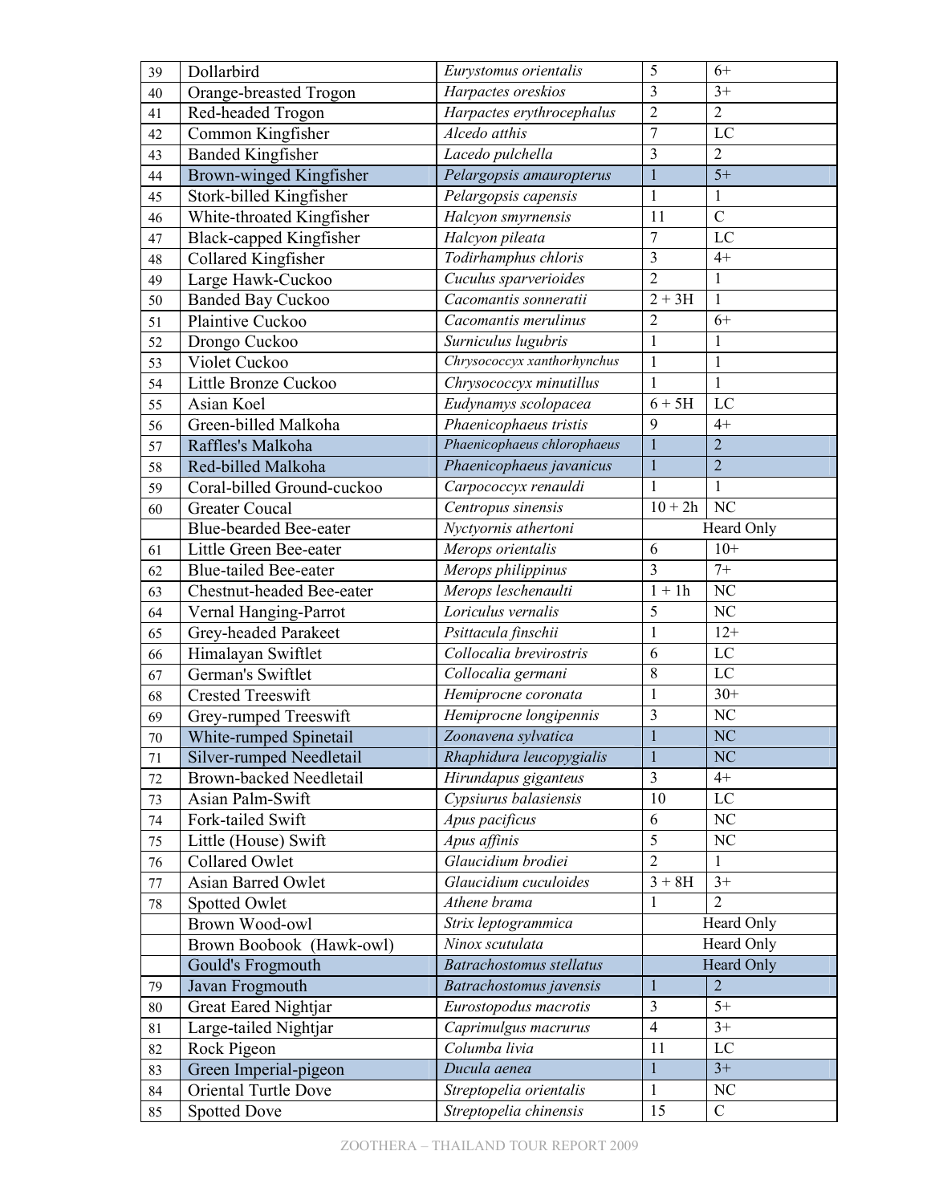| | | | | |
|---|---|---|---|---|
| 39 | Dollarbird | *Eurystomus orientalis* | 5 | 6+ |
| 40 | Orange-breasted Trogon | *Harpactes oreskios* | 3 | 3+ |
| 41 | Red-headed Trogon | *Harpactes erythrocephalus* | 2 | 2 |
| 42 | Common Kingfisher | *Alcedo atthis* | 7 | LC |
| 43 | Banded Kingfisher | *Lacedo pulchella* | 3 | 2 |
| 44 | Brown-winged Kingfisher | *Pelargopsis amauropterus* | 1 | 5+ |
| 45 | Stork-billed Kingfisher | *Pelargopsis capensis* | 1 | 1 |
| 46 | White-throated Kingfisher | *Halcyon smyrnensis* | 11 | C |
| 47 | Black-capped Kingfisher | *Halcyon pileata* | 7 | LC |
| 48 | Collared Kingfisher | *Todirhamphus chloris* | 3 | 4+ |
| 49 | Large Hawk-Cuckoo | *Cuculus sparverioides* | 2 | 1 |
| 50 | Banded Bay Cuckoo | *Cacomantis sonneratii* | 2 + 3H | 1 |
| 51 | Plaintive Cuckoo | *Cacomantis merulinus* | 2 | 6+ |
| 52 | Drongo Cuckoo | *Surniculus lugubris* | 1 | 1 |
| 53 | Violet Cuckoo | *Chrysococcyx xanthorhynchus* | 1 | 1 |
| 54 | Little Bronze Cuckoo | *Chrysococcyx minutillus* | 1 | 1 |
| 55 | Asian Koel | *Eudynamys scolopacea* | 6 + 5H | LC |
| 56 | Green-billed Malkoha | *Phaenicophaeus tristis* | 9 | 4+ |
| 57 | Raffles's Malkoha | *Phaenicophaeus chlorophaeus* | 1 | 2 |
| 58 | Red-billed Malkoha | *Phaenicophaeus javanicus* | 1 | 2 |
| 59 | Coral-billed Ground-cuckoo | *Carpococcyx renauldi* | 1 | 1 |
| 60 | Greater Coucal | *Centropus sinensis* | 10 + 2h | NC |
| | Blue-bearded Bee-eater | *Nyctyornis athertoni* | Heard Only | |
| 61 | Little Green Bee-eater | *Merops orientalis* | 6 | 10+ |
| 62 | Blue-tailed Bee-eater | *Merops philippinus* | 3 | 7+ |
| 63 | Chestnut-headed Bee-eater | *Merops leschenaulti* | 1 + 1h | NC |
| 64 | Vernal Hanging-Parrot | *Loriculus vernalis* | 5 | NC |
| 65 | Grey-headed Parakeet | *Psittacula finschii* | 1 | 12+ |
| 66 | Himalayan Swiftlet | *Collocalia brevirostris* | 6 | LC |
| 67 | German's Swiftlet | *Collocalia germani* | 8 | LC |
| 68 | Crested Treeswift | *Hemiprocne coronata* | 1 | 30+ |
| 69 | Grey-rumped Treeswift | *Hemiprocne longipennis* | 3 | NC |
| 70 | White-rumped Spinetail | *Zoonavena sylvatica* | 1 | NC |
| 71 | Silver-rumped Needletail | *Rhaphidura leucopygialis* | 1 | NC |
| 72 | Brown-backed Needletail | *Hirundapus giganteus* | 3 | 4+ |
| 73 | Asian Palm-Swift | *Cypsiurus balasiensis* | 10 | LC |
| 74 | Fork-tailed Swift | *Apus pacificus* | 6 | NC |
| 75 | Little (House) Swift | *Apus affinis* | 5 | NC |
| 76 | Collared Owlet | *Glaucidium brodiei* | 2 | 1 |
| 77 | Asian Barred Owlet | *Glaucidium cuculoides* | 3 + 8H | 3+ |
| 78 | Spotted Owlet | *Athene brama* | 1 | 2 |
| | Brown Wood-owl | *Strix leptogrammica* | Heard Only | |
| | Brown Boobook (Hawk-owl) | *Ninox scutulata* | Heard Only | |
| | Gould's Frogmouth | *Batrachostomus stellatus* | Heard Only | |
| 79 | Javan Frogmouth | *Batrachostomus javensis* | 1 | 2 |
| 80 | Great Eared Nightjar | *Eurostopodus macrotis* | 3 | 5+ |
| 81 | Large-tailed Nightjar | *Caprimulgus macrurus* | 4 | 3+ |
| 82 | Rock Pigeon | *Columba livia* | 11 | LC |
| 83 | Green Imperial-pigeon | *Ducula aenea* | 1 | 3+ |
| 84 | Oriental Turtle Dove | *Streptopelia orientalis* | 1 | NC |
| 85 | Spotted Dove | *Streptopelia chinensis* | 15 | C |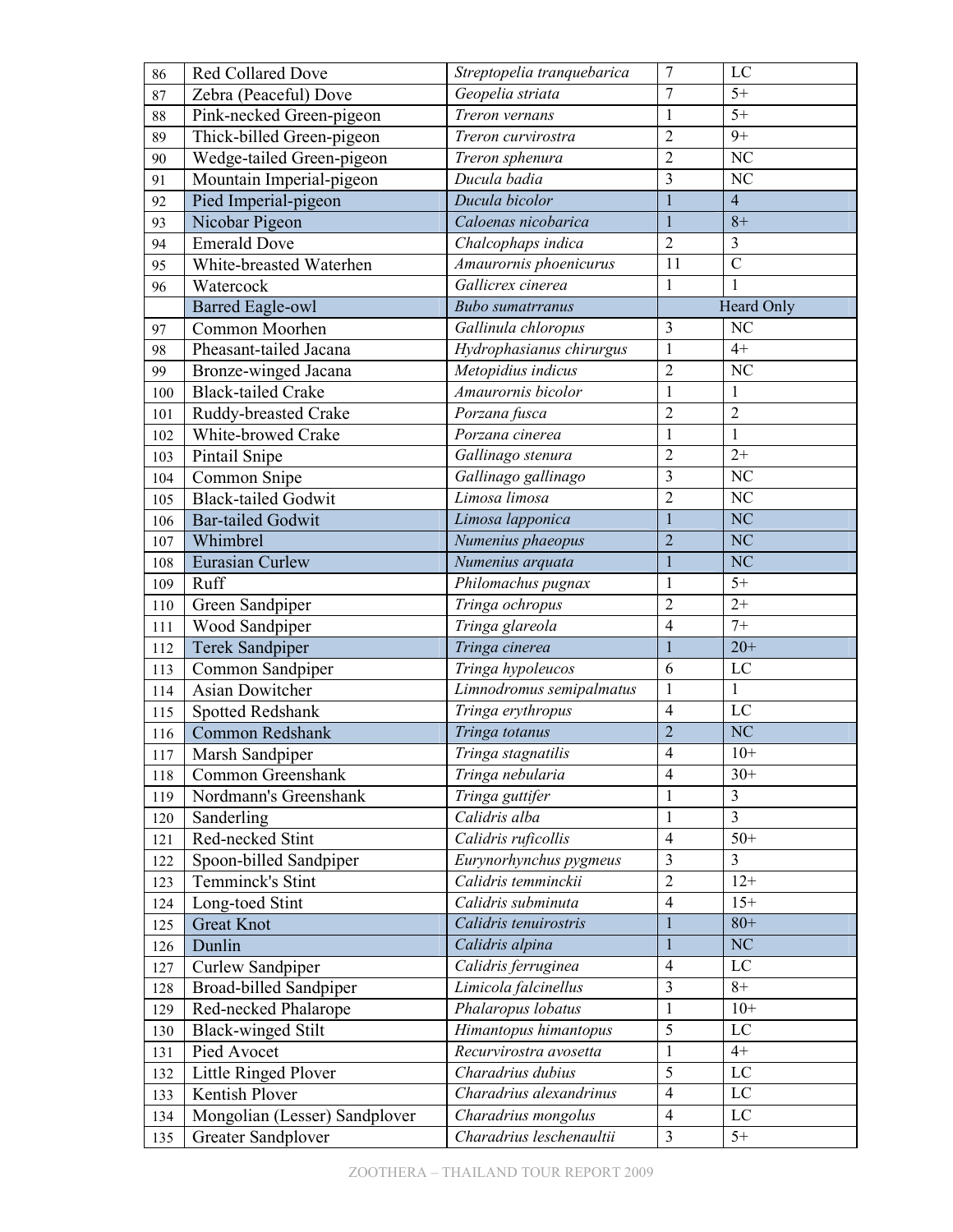| | | | | |
|---|---|---|---|---|
| 86 | Red Collared Dove | *Streptopelia tranquebarica* | 7 | LC |
| 87 | Zebra (Peaceful) Dove | *Geopelia striata* | 7 | 5+ |
| 88 | Pink-necked Green-pigeon | *Treron vernans* | 1 | 5+ |
| 89 | Thick-billed Green-pigeon | *Treron curvirostra* | 2 | 9+ |
| 90 | Wedge-tailed Green-pigeon | *Treron sphenura* | 2 | NC |
| 91 | Mountain Imperial-pigeon | *Ducula badia* | 3 | NC |
| 92 | Pied Imperial-pigeon | *Ducula bicolor* | 1 | 4 |
| 93 | Nicobar Pigeon | *Caloenas nicobarica* | 1 | 8+ |
| 94 | Emerald Dove | *Chalcophaps indica* | 2 | 3 |
| 95 | White-breasted Waterhen | *Amaurornis phoenicurus* | 11 | C |
| 96 | Watercock | *Gallicrex cinerea* | 1 | 1 |
| | Barred Eagle-owl | *Bubo sumatrranus* | Heard Only | |
| 97 | Common Moorhen | *Gallinula chloropus* | 3 | NC |
| 98 | Pheasant-tailed Jacana | *Hydrophasianus chirurgus* | 1 | 4+ |
| 99 | Bronze-winged Jacana | *Metopidius indicus* | 2 | NC |
| 100 | Black-tailed Crake | *Amaurornis bicolor* | 1 | 1 |
| 101 | Ruddy-breasted Crake | *Porzana fusca* | 2 | 2 |
| 102 | White-browed Crake | *Porzana cinerea* | 1 | 1 |
| 103 | Pintail Snipe | *Gallinago stenura* | 2 | 2+ |
| 104 | Common Snipe | *Gallinago gallinago* | 3 | NC |
| 105 | Black-tailed Godwit | *Limosa limosa* | 2 | NC |
| 106 | Bar-tailed Godwit | *Limosa lapponica* | 1 | NC |
| 107 | Whimbrel | *Numenius phaeopus* | 2 | NC |
| 108 | Eurasian Curlew | *Numenius arquata* | 1 | NC |
| 109 | Ruff | *Philomachus pugnax* | 1 | 5+ |
| 110 | Green Sandpiper | *Tringa ochropus* | 2 | 2+ |
| 111 | Wood Sandpiper | *Tringa glareola* | 4 | 7+ |
| 112 | Terek Sandpiper | *Tringa cinerea* | 1 | 20+ |
| 113 | Common Sandpiper | *Tringa hypoleucos* | 6 | LC |
| 114 | Asian Dowitcher | *Limnodromus semipalmatus* | 1 | 1 |
| 115 | Spotted Redshank | *Tringa erythropus* | 4 | LC |
| 116 | Common Redshank | *Tringa totanus* | 2 | NC |
| 117 | Marsh Sandpiper | *Tringa stagnatilis* | 4 | 10+ |
| 118 | Common Greenshank | *Tringa nebularia* | 4 | 30+ |
| 119 | Nordmann's Greenshank | *Tringa guttifer* | 1 | 3 |
| 120 | Sanderling | *Calidris alba* | 1 | 3 |
| 121 | Red-necked Stint | *Calidris ruficollis* | 4 | 50+ |
| 122 | Spoon-billed Sandpiper | *Eurynorhynchus pygmeus* | 3 | 3 |
| 123 | Temminck's Stint | *Calidris temminckii* | 2 | 12+ |
| 124 | Long-toed Stint | *Calidris subminuta* | 4 | 15+ |
| 125 | Great Knot | *Calidris tenuirostris* | 1 | 80+ |
| 126 | Dunlin | *Calidris alpina* | 1 | NC |
| 127 | Curlew Sandpiper | *Calidris ferruginea* | 4 | LC |
| 128 | Broad-billed Sandpiper | *Limicola falcinellus* | 3 | 8+ |
| 129 | Red-necked Phalarope | *Phalaropus lobatus* | 1 | 10+ |
| 130 | Black-winged Stilt | *Himantopus himantopus* | 5 | LC |
| 131 | Pied Avocet | *Recurvirostra avosetta* | 1 | 4+ |
| 132 | Little Ringed Plover | *Charadrius dubius* | 5 | LC |
| 133 | Kentish Plover | *Charadrius alexandrinus* | 4 | LC |
| 134 | Mongolian (Lesser) Sandplover | *Charadrius mongolus* | 4 | LC |
| 135 | Greater Sandplover | *Charadrius leschenaultii* | 3 | 5+ |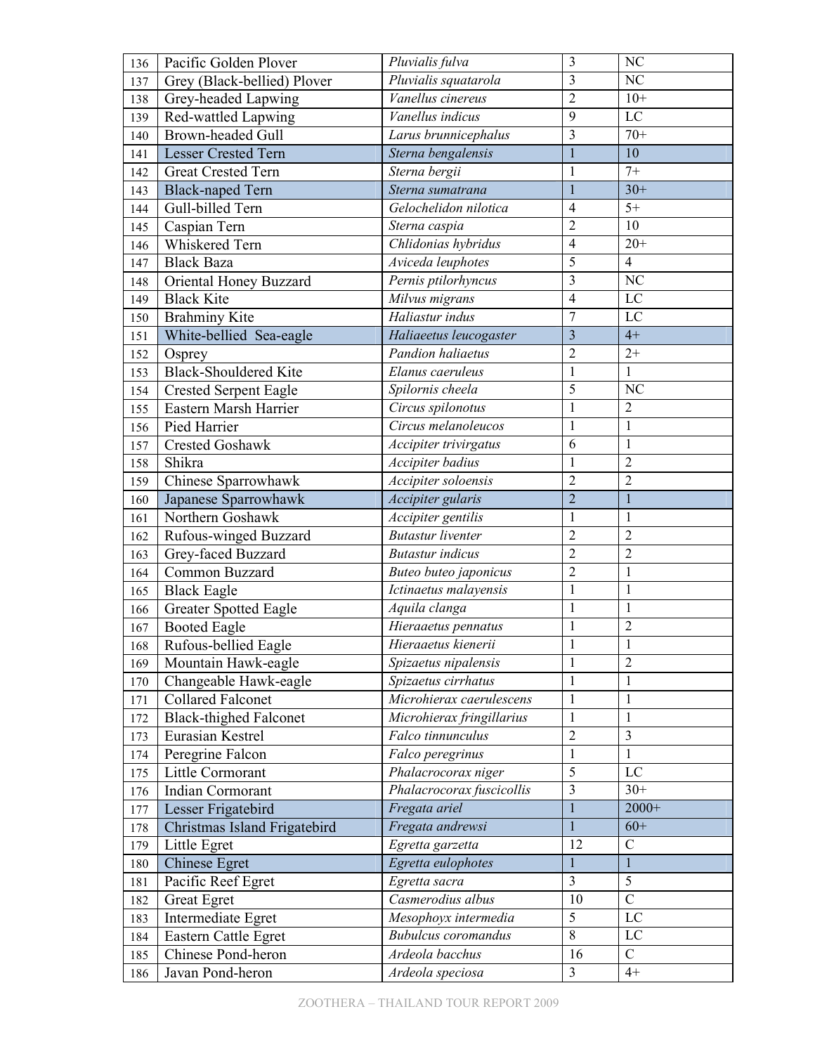| | | | | |
|---|---|---|---|---|
| 136 | Pacific Golden Plover | *Pluvialis fulva* | 3 | NC |
| 137 | Grey (Black-bellied) Plover | *Pluvialis squatarola* | 3 | NC |
| 138 | Grey-headed Lapwing | *Vanellus cinereus* | 2 | 10+ |
| 139 | Red-wattled Lapwing | *Vanellus indicus* | 9 | LC |
| 140 | Brown-headed Gull | *Larus brunnicephalus* | 3 | 70+ |
| 141 | Lesser Crested Tern | *Sterna bengalensis* | 1 | 10 |
| 142 | Great Crested Tern | *Sterna bergii* | 1 | 7+ |
| 143 | Black-naped Tern | *Sterna sumatrana* | 1 | 30+ |
| 144 | Gull-billed Tern | *Gelochelidon nilotica* | 4 | 5+ |
| 145 | Caspian Tern | *Sterna caspia* | 2 | 10 |
| 146 | Whiskered Tern | *Chlidonias hybridus* | 4 | 20+ |
| 147 | Black Baza | *Aviceda leuphotes* | 5 | 4 |
| 148 | Oriental Honey Buzzard | *Pernis ptilorhyncus* | 3 | NC |
| 149 | Black Kite | *Milvus migrans* | 4 | LC |
| 150 | Brahminy Kite | *Haliastur indus* | 7 | LC |
| 151 | White-bellied Sea-eagle | *Haliaeetus leucogaster* | 3 | 4+ |
| 152 | Osprey | *Pandion haliaetus* | 2 | 2+ |
| 153 | Black-Shouldered Kite | *Elanus caeruleus* | 1 | 1 |
| 154 | Crested Serpent Eagle | *Spilornis cheela* | 5 | NC |
| 155 | Eastern Marsh Harrier | *Circus spilonotus* | 1 | 2 |
| 156 | Pied Harrier | *Circus melanoleucos* | 1 | 1 |
| 157 | Crested Goshawk | *Accipiter trivirgatus* | 6 | 1 |
| 158 | Shikra | *Accipiter badius* | 1 | 2 |
| 159 | Chinese Sparrowhawk | *Accipiter soloensis* | 2 | 2 |
| 160 | Japanese Sparrowhawk | *Accipiter gularis* | 2 | 1 |
| 161 | Northern Goshawk | *Accipiter gentilis* | 1 | 1 |
| 162 | Rufous-winged Buzzard | *Butastur liventer* | 2 | 2 |
| 163 | Grey-faced Buzzard | *Butastur indicus* | 2 | 2 |
| 164 | Common Buzzard | *Buteo buteo japonicus* | 2 | 1 |
| 165 | Black Eagle | *Ictinaetus malayensis* | 1 | 1 |
| 166 | Greater Spotted Eagle | *Aquila clanga* | 1 | 1 |
| 167 | Booted Eagle | *Hieraaetus pennatus* | 1 | 2 |
| 168 | Rufous-bellied Eagle | *Hieraaetus kienerii* | 1 | 1 |
| 169 | Mountain Hawk-eagle | *Spizaetus nipalensis* | 1 | 2 |
| 170 | Changeable Hawk-eagle | *Spizaetus cirrhatus* | 1 | 1 |
| 171 | Collared Falconet | *Microhierax caerulescens* | 1 | 1 |
| 172 | Black-thighed Falconet | *Microhierax fringillarius* | 1 | 1 |
| 173 | Eurasian Kestrel | *Falco tinnunculus* | 2 | 3 |
| 174 | Peregrine Falcon | *Falco peregrinus* | 1 | 1 |
| 175 | Little Cormorant | *Phalacrocorax niger* | 5 | LC |
| 176 | Indian Cormorant | *Phalacrocorax fuscicollis* | 3 | 30+ |
| 177 | Lesser Frigatebird | *Fregata ariel* | 1 | 2000+ |
| 178 | Christmas Island Frigatebird | *Fregata andrewsi* | 1 | 60+ |
| 179 | Little Egret | *Egretta garzetta* | 12 | C |
| 180 | Chinese Egret | *Egretta eulophotes* | 1 | 1 |
| 181 | Pacific Reef Egret | *Egretta sacra* | 3 | 5 |
| 182 | Great Egret | *Casmerodius albus* | 10 | C |
| 183 | Intermediate Egret | *Mesophoyx intermedia* | 5 | LC |
| 184 | Eastern Cattle Egret | *Bubulcus coromandus* | 8 | LC |
| 185 | Chinese Pond-heron | *Ardeola bacchus* | 16 | C |
| 186 | Javan Pond-heron | *Ardeola speciosa* | 3 | 4+ |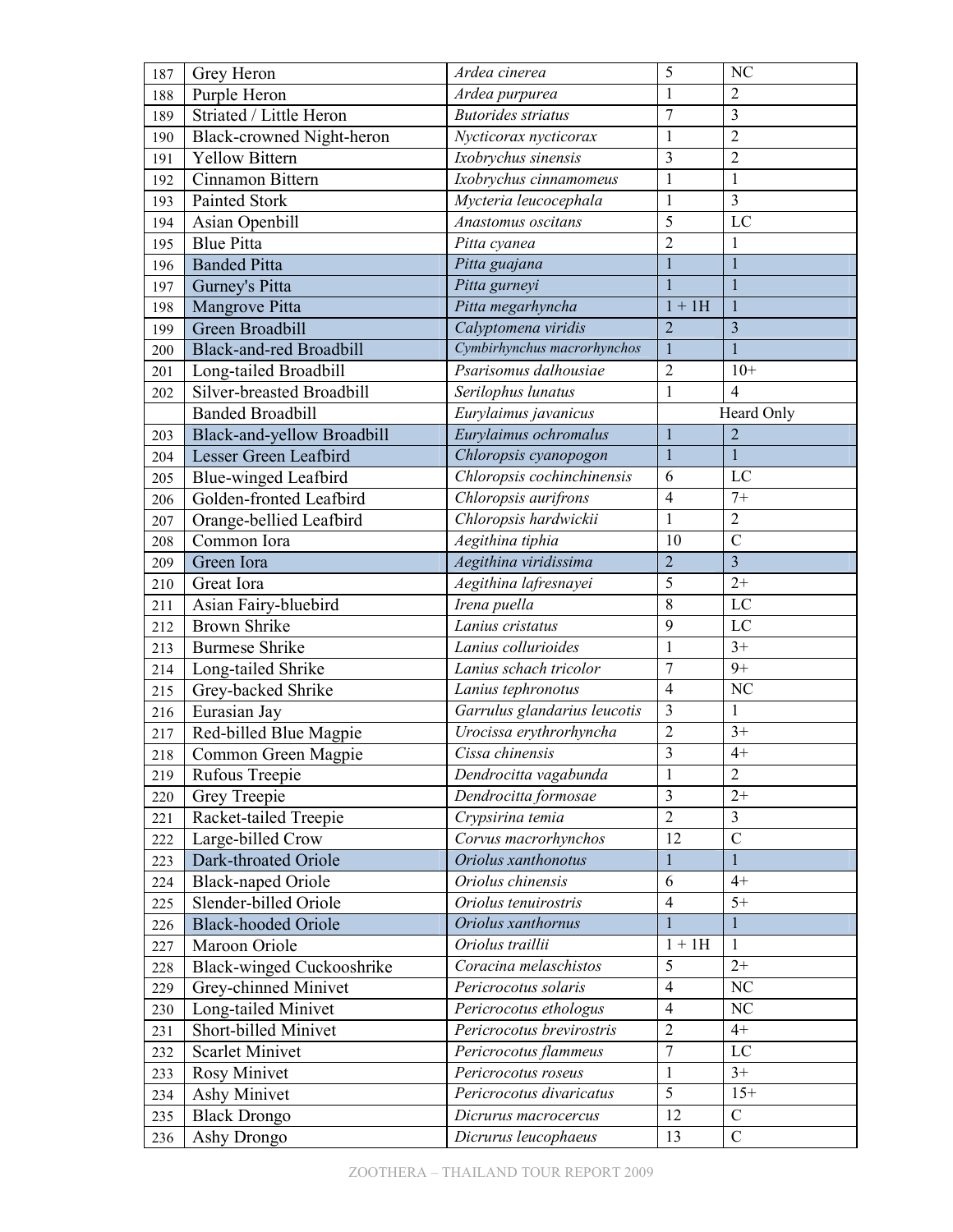| | | | | |
|---|---|---|---|---|
| 187 | Grey Heron | *Ardea cinerea* | 5 | NC |
| 188 | Purple Heron | *Ardea purpurea* | 1 | 2 |
| 189 | Striated / Little Heron | *Butorides striatus* | 7 | 3 |
| 190 | Black-crowned Night-heron | *Nycticorax nycticorax* | 1 | 2 |
| 191 | Yellow Bittern | *Ixobrychus sinensis* | 3 | 2 |
| 192 | Cinnamon Bittern | *Ixobrychus cinnamomeus* | 1 | 1 |
| 193 | Painted Stork | *Mycteria leucocephala* | 1 | 3 |
| 194 | Asian Openbill | *Anastomus oscitans* | 5 | LC |
| 195 | Blue Pitta | *Pitta cyanea* | 2 | 1 |
| 196 | Banded Pitta | *Pitta guajana* | 1 | 1 |
| 197 | Gurney's Pitta | *Pitta gurneyi* | 1 | 1 |
| 198 | Mangrove Pitta | *Pitta megarhyncha* | 1 + 1H | 1 |
| 199 | Green Broadbill | *Calyptomena viridis* | 2 | 3 |
| 200 | Black-and-red Broadbill | *Cymbirhynchus macrorhynchos* | 1 | 1 |
| 201 | Long-tailed Broadbill | *Psarisomus dalhousiae* | 2 | 10+ |
| 202 | Silver-breasted Broadbill | *Serilophus lunatus* | 1 | 4 |
| | Banded Broadbill | *Eurylaimus javanicus* | Heard Only | |
| 203 | Black-and-yellow Broadbill | *Eurylaimus ochromalus* | 1 | 2 |
| 204 | Lesser Green Leafbird | *Chloropsis cyanopogon* | 1 | 1 |
| 205 | Blue-winged Leafbird | *Chloropsis cochinchinensis* | 6 | LC |
| 206 | Golden-fronted Leafbird | *Chloropsis aurifrons* | 4 | 7+ |
| 207 | Orange-bellied Leafbird | *Chloropsis hardwickii* | 1 | 2 |
| 208 | Common Iora | *Aegithina tiphia* | 10 | C |
| 209 | Green Iora | *Aegithina viridissima* | 2 | 3 |
| 210 | Great Iora | *Aegithina lafresnayei* | 5 | 2+ |
| 211 | Asian Fairy-bluebird | *Irena puella* | 8 | LC |
| 212 | Brown Shrike | *Lanius cristatus* | 9 | LC |
| 213 | Burmese Shrike | *Lanius collurioides* | 1 | 3+ |
| 214 | Long-tailed Shrike | *Lanius schach tricolor* | 7 | 9+ |
| 215 | Grey-backed Shrike | *Lanius tephronotus* | 4 | NC |
| 216 | Eurasian Jay | *Garrulus glandarius leucotis* | 3 | 1 |
| 217 | Red-billed Blue Magpie | *Urocissa erythrorhyncha* | 2 | 3+ |
| 218 | Common Green Magpie | *Cissa chinensis* | 3 | 4+ |
| 219 | Rufous Treepie | *Dendrocitta vagabunda* | 1 | 2 |
| 220 | Grey Treepie | *Dendrocitta formosae* | 3 | 2+ |
| 221 | Racket-tailed Treepie | *Crypsirina temia* | 2 | 3 |
| 222 | Large-billed Crow | *Corvus macrorhynchos* | 12 | C |
| 223 | Dark-throated Oriole | *Oriolus xanthonotus* | 1 | 1 |
| 224 | Black-naped Oriole | *Oriolus chinensis* | 6 | 4+ |
| 225 | Slender-billed Oriole | *Oriolus tenuirostris* | 4 | 5+ |
| 226 | Black-hooded Oriole | *Oriolus xanthornus* | 1 | 1 |
| 227 | Maroon Oriole | *Oriolus traillii* | 1 + 1H | 1 |
| 228 | Black-winged Cuckooshrike | *Coracina melaschistos* | 5 | 2+ |
| 229 | Grey-chinned Minivet | *Pericrocotus solaris* | 4 | NC |
| 230 | Long-tailed Minivet | *Pericrocotus ethologus* | 4 | NC |
| 231 | Short-billed Minivet | *Pericrocotus brevirostris* | 2 | 4+ |
| 232 | Scarlet Minivet | *Pericrocotus flammeus* | 7 | LC |
| 233 | Rosy Minivet | *Pericrocotus roseus* | 1 | 3+ |
| 234 | Ashy Minivet | *Pericrocotus divaricatus* | 5 | 15+ |
| 235 | Black Drongo | *Dicrurus macrocercus* | 12 | C |
| 236 | Ashy Drongo | *Dicrurus leucophaeus* | 13 | C |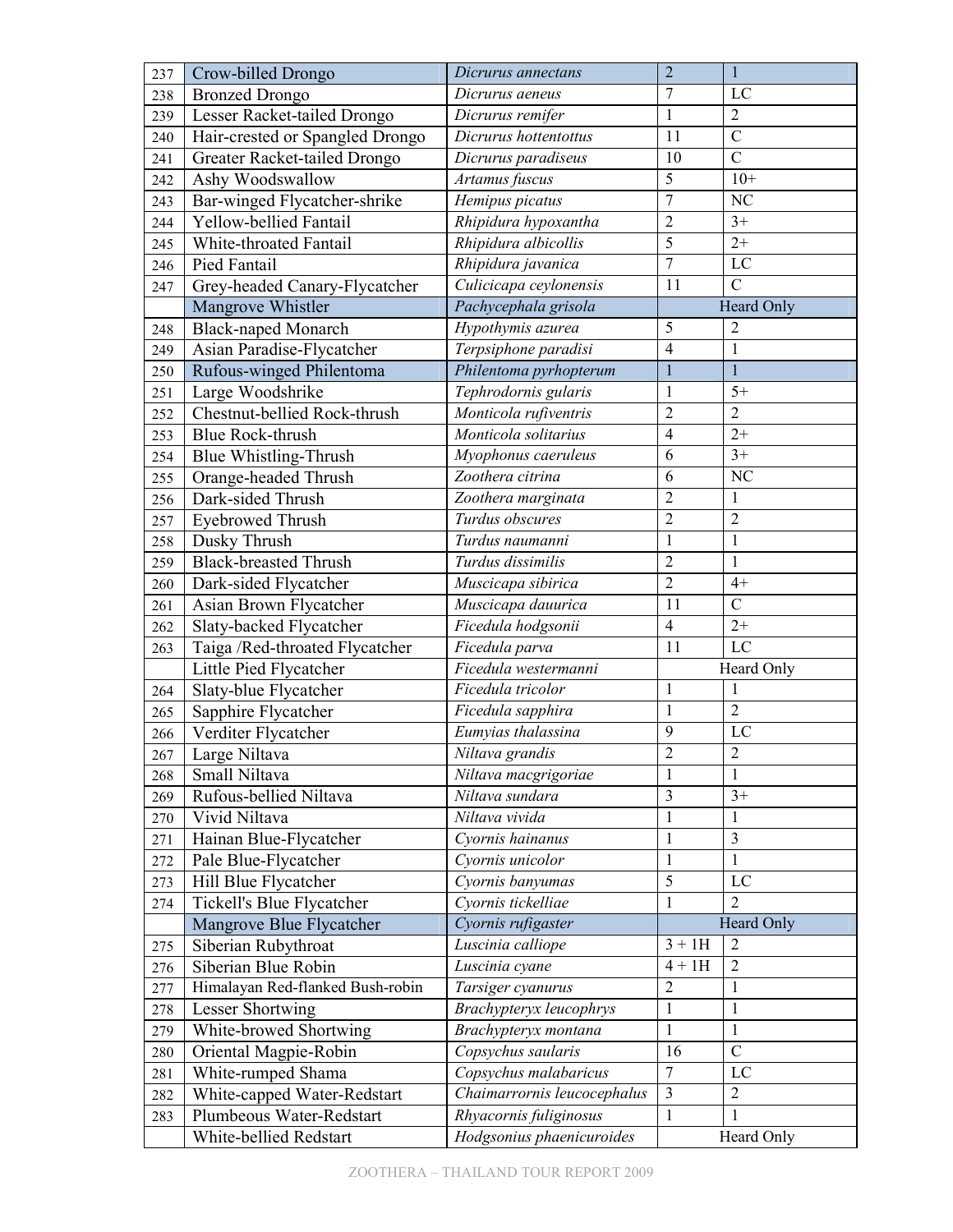| 237 | Crow-billed Drongo | *Dicrurus annectans* | 2 | 1 |
|---|---|---|---|---|
| 238 | Bronzed Drongo | *Dicrurus aeneus* | 7 | LC |
| 239 | Lesser Racket-tailed Drongo | *Dicrurus remifer* | 1 | 2 |
| 240 | Hair-crested or Spangled Drongo | *Dicrurus hottentottus* | 11 | C |
| 241 | Greater Racket-tailed Drongo | *Dicrurus paradiseus* | 10 | C |
| 242 | Ashy Woodswallow | *Artamus fuscus* | 5 | 10+ |
| 243 | Bar-winged Flycatcher-shrike | *Hemipus picatus* | 7 | NC |
| 244 | Yellow-bellied Fantail | *Rhipidura hypoxantha* | 2 | 3+ |
| 245 | White-throated Fantail | *Rhipidura albicollis* | 5 | 2+ |
| 246 | Pied Fantail | *Rhipidura javanica* | 7 | LC |
| 247 | Grey-headed Canary-Flycatcher | *Culicicapa ceylonensis* | 11 | C |
| | Mangrove Whistler | *Pachycephala grisola* | Heard Only | |
| 248 | Black-naped Monarch | *Hypothymis azurea* | 5 | 2 |
| 249 | Asian Paradise-Flycatcher | *Terpsiphone paradisi* | 4 | 1 |
| 250 | Rufous-winged Philentoma | *Philentoma pyrhopterum* | 1 | 1 |
| 251 | Large Woodshrike | *Tephrodornis gularis* | 1 | 5+ |
| 252 | Chestnut-bellied Rock-thrush | *Monticola rufiventris* | 2 | 2 |
| 253 | Blue Rock-thrush | *Monticola solitarius* | 4 | 2+ |
| 254 | Blue Whistling-Thrush | *Myophonus caeruleus* | 6 | 3+ |
| 255 | Orange-headed Thrush | *Zoothera citrina* | 6 | NC |
| 256 | Dark-sided Thrush | *Zoothera marginata* | 2 | 1 |
| 257 | Eyebrowed Thrush | *Turdus obscures* | 2 | 2 |
| 258 | Dusky Thrush | *Turdus naumanni* | 1 | 1 |
| 259 | Black-breasted Thrush | *Turdus dissimilis* | 2 | 1 |
| 260 | Dark-sided Flycatcher | *Muscicapa sibirica* | 2 | 4+ |
| 261 | Asian Brown Flycatcher | *Muscicapa dauurica* | 11 | C |
| 262 | Slaty-backed Flycatcher | *Ficedula hodgsonii* | 4 | 2+ |
| 263 | Taiga /Red-throated Flycatcher | *Ficedula parva* | 11 | LC |
| | Little Pied Flycatcher | *Ficedula westermanni* | Heard Only | |
| 264 | Slaty-blue Flycatcher | *Ficedula tricolor* | 1 | 1 |
| 265 | Sapphire Flycatcher | *Ficedula sapphira* | 1 | 2 |
| 266 | Verditer Flycatcher | *Eumyias thalassina* | 9 | LC |
| 267 | Large Niltava | *Niltava grandis* | 2 | 2 |
| 268 | Small Niltava | *Niltava macgrigoriae* | 1 | 1 |
| 269 | Rufous-bellied Niltava | *Niltava sundara* | 3 | 3+ |
| 270 | Vivid Niltava | *Niltava vivida* | 1 | 1 |
| 271 | Hainan Blue-Flycatcher | *Cyornis hainanus* | 1 | 3 |
| 272 | Pale Blue-Flycatcher | *Cyornis unicolor* | 1 | 1 |
| 273 | Hill Blue Flycatcher | *Cyornis banyumas* | 5 | LC |
| 274 | Tickell's Blue Flycatcher | *Cyornis tickelliae* | 1 | 2 |
| | Mangrove Blue Flycatcher | *Cyornis rufigaster* | Heard Only | |
| 275 | Siberian Rubythroat | *Luscinia calliope* | 3 + 1H | 2 |
| 276 | Siberian Blue Robin | *Luscinia cyane* | 4 + 1H | 2 |
| 277 | Himalayan Red-flanked Bush-robin | *Tarsiger cyanurus* | 2 | 1 |
| 278 | Lesser Shortwing | *Brachypteryx leucophrys* | 1 | 1 |
| 279 | White-browed Shortwing | *Brachypteryx montana* | 1 | 1 |
| 280 | Oriental Magpie-Robin | *Copsychus saularis* | 16 | C |
| 281 | White-rumped Shama | *Copsychus malabaricus* | 7 | LC |
| 282 | White-capped Water-Redstart | *Chaimarrornis leucocephalus* | 3 | 2 |
| 283 | Plumbeous Water-Redstart | *Rhyacornis fuliginosus* | 1 | 1 |
| | White-bellied Redstart | *Hodgsonius phaenicuroides* | Heard Only | |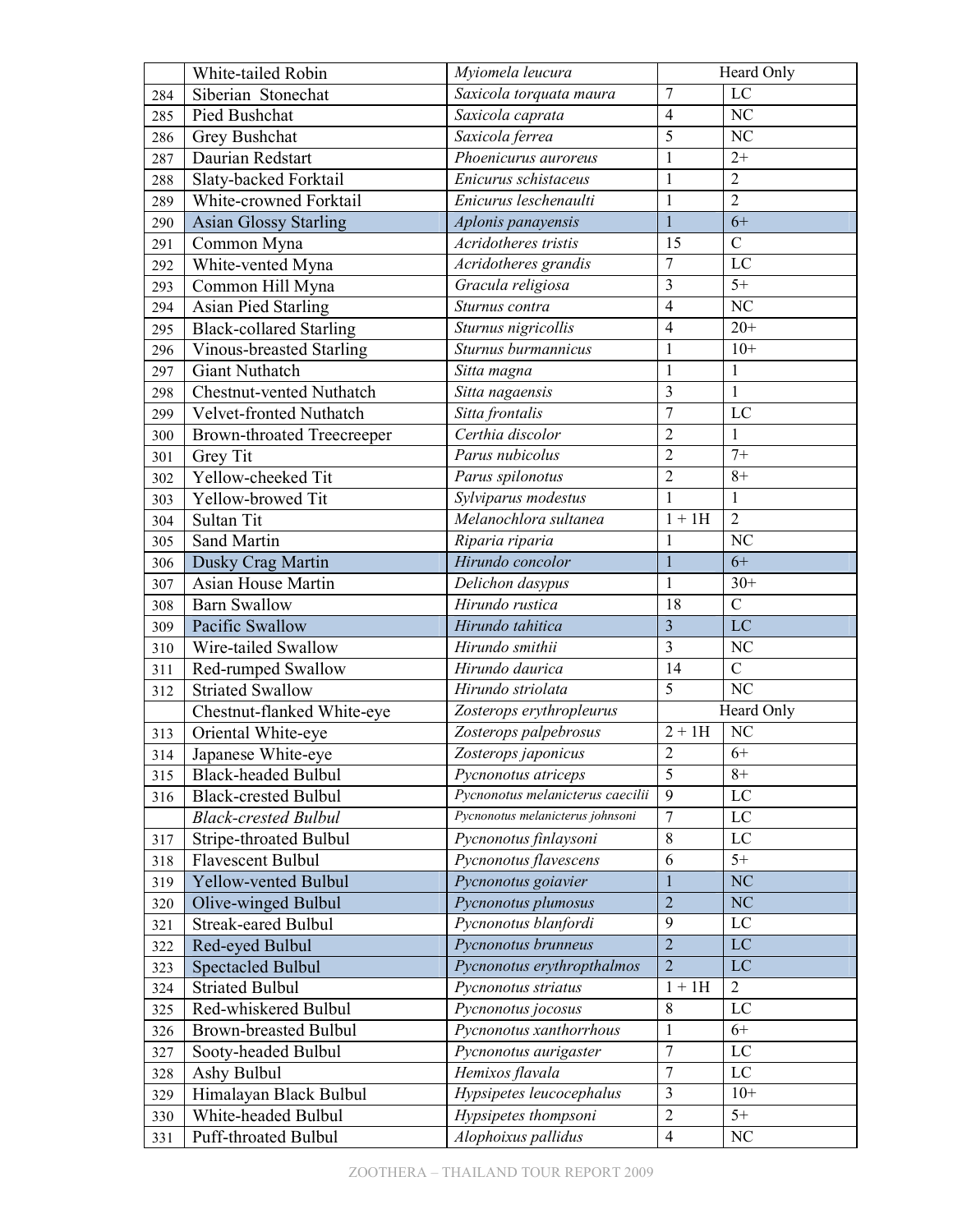| | | | | |
|---|---|---|---|---|
| | White-tailed Robin | *Myiomela leucura* | Heard Only | |
| 284 | Siberian Stonechat | *Saxicola torquata maura* | 7 | LC |
| 285 | Pied Bushchat | *Saxicola caprata* | 4 | NC |
| 286 | Grey Bushchat | *Saxicola ferrea* | 5 | NC |
| 287 | Daurian Redstart | *Phoenicurus auroreus* | 1 | 2+ |
| 288 | Slaty-backed Forktail | *Enicurus schistaceus* | 1 | 2 |
| 289 | White-crowned Forktail | *Enicurus leschenaulti* | 1 | 2 |
| 290 | Asian Glossy Starling | *Aplonis panayensis* | 1 | 6+ |
| 291 | Common Myna | *Acridotheres tristis* | 15 | C |
| 292 | White-vented Myna | *Acridotheres grandis* | 7 | LC |
| 293 | Common Hill Myna | *Gracula religiosa* | 3 | 5+ |
| 294 | Asian Pied Starling | *Sturnus contra* | 4 | NC |
| 295 | Black-collared Starling | *Sturnus nigricollis* | 4 | 20+ |
| 296 | Vinous-breasted Starling | *Sturnus burmannicus* | 1 | 10+ |
| 297 | Giant Nuthatch | *Sitta magna* | 1 | 1 |
| 298 | Chestnut-vented Nuthatch | *Sitta nagaensis* | 3 | 1 |
| 299 | Velvet-fronted Nuthatch | *Sitta frontalis* | 7 | LC |
| 300 | Brown-throated Treecreeper | *Certhia discolor* | 2 | 1 |
| 301 | Grey Tit | *Parus nubicolus* | 2 | 7+ |
| 302 | Yellow-cheeked Tit | *Parus spilonotus* | 2 | 8+ |
| 303 | Yellow-browed Tit | *Sylviparus modestus* | 1 | 1 |
| 304 | Sultan Tit | *Melanochlora sultanea* | 1 + 1H | 2 |
| 305 | Sand Martin | *Riparia riparia* | 1 | NC |
| 306 | Dusky Crag Martin | *Hirundo concolor* | 1 | 6+ |
| 307 | Asian House Martin | *Delichon dasypus* | 1 | 30+ |
| 308 | Barn Swallow | *Hirundo rustica* | 18 | C |
| 309 | Pacific Swallow | *Hirundo tahitica* | 3 | LC |
| 310 | Wire-tailed Swallow | *Hirundo smithii* | 3 | NC |
| 311 | Red-rumped Swallow | *Hirundo daurica* | 14 | C |
| 312 | Striated Swallow | *Hirundo striolata* | 5 | NC |
| | Chestnut-flanked White-eye | *Zosterops erythropleurus* | Heard Only | |
| 313 | Oriental White-eye | *Zosterops palpebrosus* | 2 + 1H | NC |
| 314 | Japanese White-eye | *Zosterops japonicus* | 2 | 6+ |
| 315 | Black-headed Bulbul | *Pycnonotus atriceps* | 5 | 8+ |
| 316 | Black-crested Bulbul | *Pycnonotus melanicterus caecilii* | 9 | LC |
| | *Black-crested Bulbul* | *Pycnonotus melanicterus johnsoni* | 7 | LC |
| 317 | Stripe-throated Bulbul | *Pycnonotus finlaysoni* | 8 | LC |
| 318 | Flavescent Bulbul | *Pycnonotus flavescens* | 6 | 5+ |
| 319 | Yellow-vented Bulbul | *Pycnonotus goiavier* | 1 | NC |
| 320 | Olive-winged Bulbul | *Pycnonotus plumosus* | 2 | NC |
| 321 | Streak-eared Bulbul | *Pycnonotus blanfordi* | 9 | LC |
| 322 | Red-eyed Bulbul | *Pycnonotus brunneus* | 2 | LC |
| 323 | Spectacled Bulbul | *Pycnonotus erythropthalmos* | 2 | LC |
| 324 | Striated Bulbul | *Pycnonotus striatus* | 1 + 1H | 2 |
| 325 | Red-whiskered Bulbul | *Pycnonotus jocosus* | 8 | LC |
| 326 | Brown-breasted Bulbul | *Pycnonotus xanthorrhous* | 1 | 6+ |
| 327 | Sooty-headed Bulbul | *Pycnonotus aurigaster* | 7 | LC |
| 328 | Ashy Bulbul | *Hemixos flavala* | 7 | LC |
| 329 | Himalayan Black Bulbul | *Hypsipetes leucocephalus* | 3 | 10+ |
| 330 | White-headed Bulbul | *Hypsipetes thompsoni* | 2 | 5+ |
| 331 | Puff-throated Bulbul | *Alophoixus pallidus* | 4 | NC |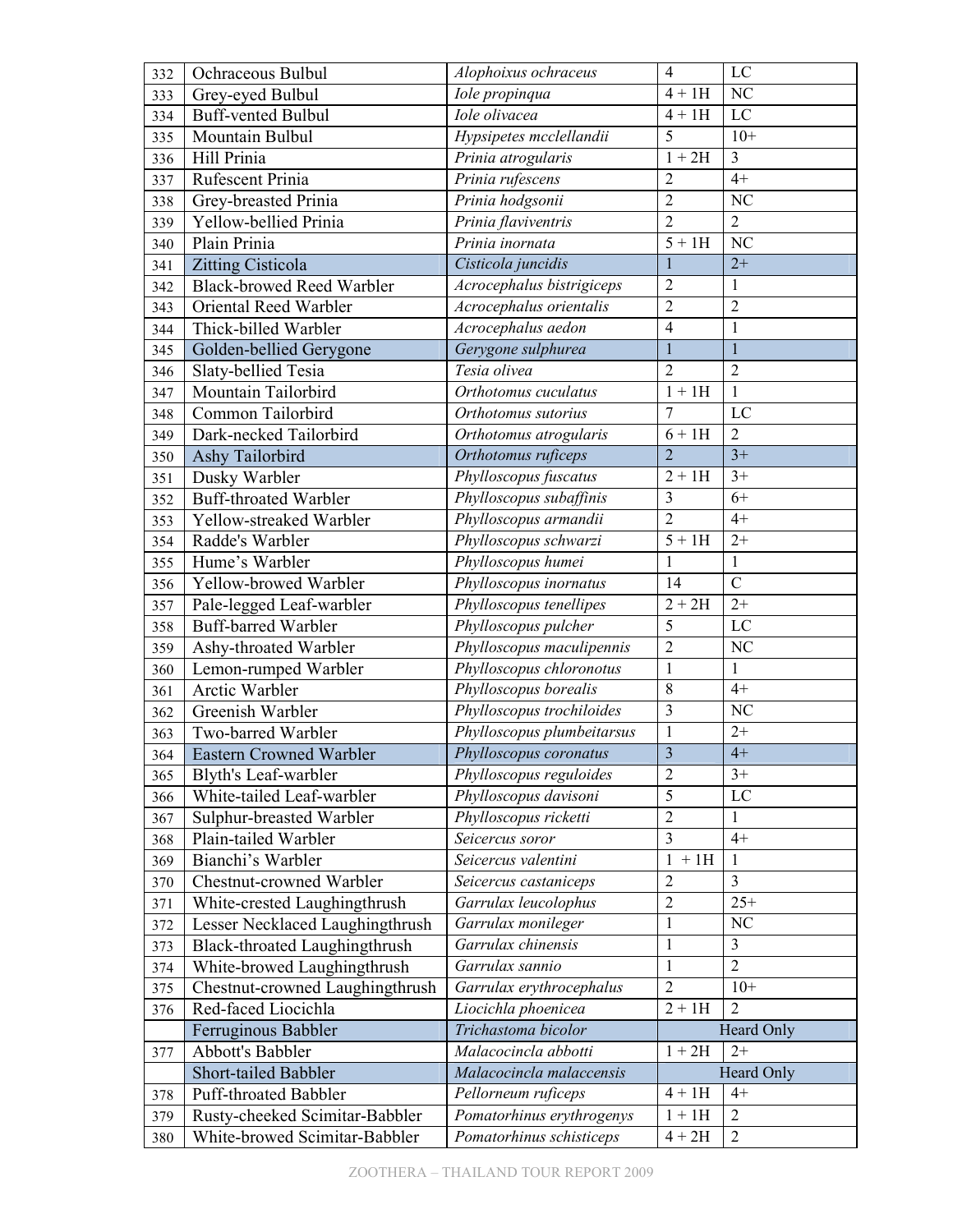| 332 | Ochraceous Bulbul | *Alophoixus ochraceus* | 4 | LC |
|---|---|---|---|---|
| 333 | Grey-eyed Bulbul | *Iole propinqua* | 4 + 1H | NC |
| 334 | Buff-vented Bulbul | *Iole olivacea* | 4 + 1H | LC |
| 335 | Mountain Bulbul | *Hypsipetes mcclellandii* | 5 | 10+ |
| 336 | Hill Prinia | *Prinia atrogularis* | 1 + 2H | 3 |
| 337 | Rufescent Prinia | *Prinia rufescens* | 2 | 4+ |
| 338 | Grey-breasted Prinia | *Prinia hodgsonii* | 2 | NC |
| 339 | Yellow-bellied Prinia | *Prinia flaviventris* | 2 | 2 |
| 340 | Plain Prinia | *Prinia inornata* | 5 + 1H | NC |
| 341 | Zitting Cisticola | *Cisticola juncidis* | 1 | 2+ |
| 342 | Black-browed Reed Warbler | *Acrocephalus bistrigiceps* | 2 | 1 |
| 343 | Oriental Reed Warbler | *Acrocephalus orientalis* | 2 | 2 |
| 344 | Thick-billed Warbler | *Acrocephalus aedon* | 4 | 1 |
| 345 | Golden-bellied Gerygone | *Gerygone sulphurea* | 1 | 1 |
| 346 | Slaty-bellied Tesia | *Tesia olivea* | 2 | 2 |
| 347 | Mountain Tailorbird | *Orthotomus cuculatus* | 1 + 1H | 1 |
| 348 | Common Tailorbird | *Orthotomus sutorius* | 7 | LC |
| 349 | Dark-necked Tailorbird | *Orthotomus atrogularis* | 6 + 1H | 2 |
| 350 | Ashy Tailorbird | *Orthotomus ruficeps* | 2 | 3+ |
| 351 | Dusky Warbler | *Phylloscopus fuscatus* | 2 + 1H | 3+ |
| 352 | Buff-throated Warbler | *Phylloscopus subaffinis* | 3 | 6+ |
| 353 | Yellow-streaked Warbler | *Phylloscopus armandii* | 2 | 4+ |
| 354 | Radde's Warbler | *Phylloscopus schwarzi* | 5 + 1H | 2+ |
| 355 | Hume’s Warbler | *Phylloscopus humei* | 1 | 1 |
| 356 | Yellow-browed Warbler | *Phylloscopus inornatus* | 14 | C |
| 357 | Pale-legged Leaf-warbler | *Phylloscopus tenellipes* | 2 + 2H | 2+ |
| 358 | Buff-barred Warbler | *Phylloscopus pulcher* | 5 | LC |
| 359 | Ashy-throated Warbler | *Phylloscopus maculipennis* | 2 | NC |
| 360 | Lemon-rumped Warbler | *Phylloscopus chloronotus* | 1 | 1 |
| 361 | Arctic Warbler | *Phylloscopus borealis* | 8 | 4+ |
| 362 | Greenish Warbler | *Phylloscopus trochiloides* | 3 | NC |
| 363 | Two-barred Warbler | *Phylloscopus plumbeitarsus* | 1 | 2+ |
| 364 | Eastern Crowned Warbler | *Phylloscopus coronatus* | 3 | 4+ |
| 365 | Blyth's Leaf-warbler | *Phylloscopus reguloides* | 2 | 3+ |
| 366 | White-tailed Leaf-warbler | *Phylloscopus davisoni* | 5 | LC |
| 367 | Sulphur-breasted Warbler | *Phylloscopus ricketti* | 2 | 1 |
| 368 | Plain-tailed Warbler | *Seicercus soror* | 3 | 4+ |
| 369 | Bianchi’s Warbler | *Seicercus valentini* | 1 + 1H | 1 |
| 370 | Chestnut-crowned Warbler | *Seicercus castaniceps* | 2 | 3 |
| 371 | White-crested Laughingthrush | *Garrulax leucolophus* | 2 | 25+ |
| 372 | Lesser Necklaced Laughingthrush | *Garrulax monileger* | 1 | NC |
| 373 | Black-throated Laughingthrush | *Garrulax chinensis* | 1 | 3 |
| 374 | White-browed Laughingthrush | *Garrulax sannio* | 1 | 2 |
| 375 | Chestnut-crowned Laughingthrush | *Garrulax erythrocephalus* | 2 | 10+ |
| 376 | Red-faced Liocichla | *Liocichla phoenicea* | 2 + 1H | 2 |
| | Ferruginous Babbler | *Trichastoma bicolor* | Heard Only | |
| 377 | Abbott's Babbler | *Malacocincla abbotti* | 1 + 2H | 2+ |
| | Short-tailed Babbler | *Malacocincla malaccensis* | Heard Only | |
| 378 | Puff-throated Babbler | *Pellorneum ruficeps* | 4 + 1H | 4+ |
| 379 | Rusty-cheeked Scimitar-Babbler | *Pomatorhinus erythrogenys* | 1 + 1H | 2 |
| 380 | White-browed Scimitar-Babbler | *Pomatorhinus schisticeps* | 4 + 2H | 2 |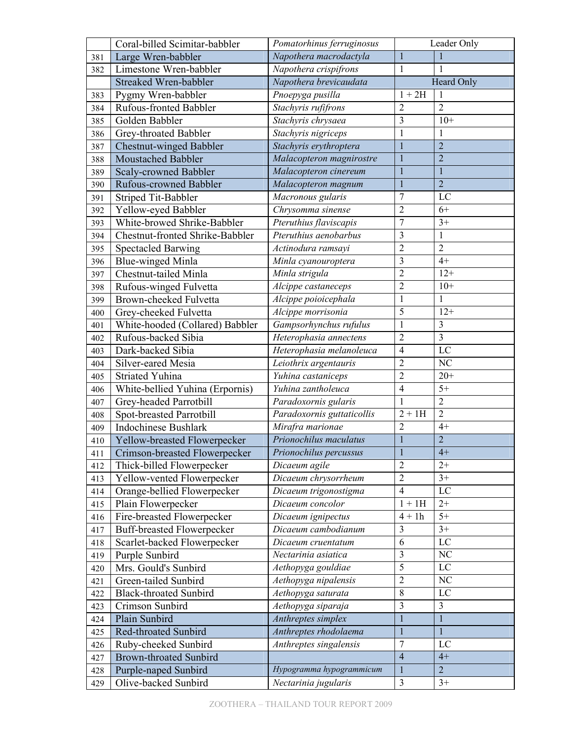|  |  |  |  |  |
|---|---|---|---|---|
|  | Coral-billed Scimitar-babbler | *Pomatorhinus ferruginosus* | Leader Only |  |
| 381 | Large Wren-babbler | *Napothera macrodactyla* | 1 | 1 |
| 382 | Limestone Wren-babbler | *Napothera crispifrons* | 1 | 1 |
|  | Streaked Wren-babbler | *Napothera brevicaudata* | Heard Only |  |
| 383 | Pygmy Wren-babbler | *Pnoepyga pusilla* | 1 + 2H | 1 |
| 384 | Rufous-fronted Babbler | *Stachyris rufifrons* | 2 | 2 |
| 385 | Golden Babbler | *Stachyris chrysaea* | 3 | 10+ |
| 386 | Grey-throated Babbler | *Stachyris nigriceps* | 1 | 1 |
| 387 | Chestnut-winged Babbler | *Stachyris erythroptera* | 1 | 2 |
| 388 | Moustached Babbler | *Malacopteron magnirostre* | 1 | 2 |
| 389 | Scaly-crowned Babbler | *Malacopteron cinereum* | 1 | 1 |
| 390 | Rufous-crowned Babbler | *Malacopteron magnum* | 1 | 2 |
| 391 | Striped Tit-Babbler | *Macronous gularis* | 7 | LC |
| 392 | Yellow-eyed Babbler | *Chrysomma sinense* | 2 | 6+ |
| 393 | White-browed Shrike-Babbler | *Pteruthius flaviscapis* | 7 | 3+ |
| 394 | Chestnut-fronted Shrike-Babbler | *Pteruthius aenobarbus* | 3 | 1 |
| 395 | Spectacled Barwing | *Actinodura ramsayi* | 2 | 2 |
| 396 | Blue-winged Minla | *Minla cyanouroptera* | 3 | 4+ |
| 397 | Chestnut-tailed Minla | *Minla strigula* | 2 | 12+ |
| 398 | Rufous-winged Fulvetta | *Alcippe castaneceps* | 2 | 10+ |
| 399 | Brown-cheeked Fulvetta | *Alcippe poioicephala* | 1 | 1 |
| 400 | Grey-cheeked Fulvetta | *Alcippe morrisonia* | 5 | 12+ |
| 401 | White-hooded (Collared) Babbler | *Gampsorhynchus rufulus* | 1 | 3 |
| 402 | Rufous-backed Sibia | *Heterophasia annectens* | 2 | 3 |
| 403 | Dark-backed Sibia | *Heterophasia melanoleuca* | 4 | LC |
| 404 | Silver-eared Mesia | *Leiothrix argentauris* | 2 | NC |
| 405 | Striated Yuhina | *Yuhina castaniceps* | 2 | 20+ |
| 406 | White-bellied Yuhina (Erpornis) | *Yuhina zantholeuca* | 4 | 5+ |
| 407 | Grey-headed Parrotbill | *Paradoxornis gularis* | 1 | 2 |
| 408 | Spot-breasted Parrotbill | *Paradoxornis guttaticollis* | 2 + 1H | 2 |
| 409 | Indochinese Bushlark | *Mirafra marionae* | 2 | 4+ |
| 410 | Yellow-breasted Flowerpecker | *Prionochilus maculatus* | 1 | 2 |
| 411 | Crimson-breasted Flowerpecker | *Prionochilus percussus* | 1 | 4+ |
| 412 | Thick-billed Flowerpecker | *Dicaeum agile* | 2 | 2+ |
| 413 | Yellow-vented Flowerpecker | *Dicaeum chrysorrheum* | 2 | 3+ |
| 414 | Orange-bellied Flowerpecker | *Dicaeum trigonostigma* | 4 | LC |
| 415 | Plain Flowerpecker | *Dicaeum concolor* | 1 + 1H | 2+ |
| 416 | Fire-breasted Flowerpecker | *Dicaeum ignipectus* | 4 + 1h | 5+ |
| 417 | Buff-breasted Flowerpecker | *Dicaeum cambodianum* | 3 | 3+ |
| 418 | Scarlet-backed Flowerpecker | *Dicaeum cruentatum* | 6 | LC |
| 419 | Purple Sunbird | *Nectarinia asiatica* | 3 | NC |
| 420 | Mrs. Gould's Sunbird | *Aethopyga gouldiae* | 5 | LC |
| 421 | Green-tailed Sunbird | *Aethopyga nipalensis* | 2 | NC |
| 422 | Black-throated Sunbird | *Aethopyga saturata* | 8 | LC |
| 423 | Crimson Sunbird | *Aethopyga siparaja* | 3 | 3 |
| 424 | Plain Sunbird | *Anthreptes simplex* | 1 | 1 |
| 425 | Red-throated Sunbird | *Anthreptes rhodolaema* | 1 | 1 |
| 426 | Ruby-cheeked Sunbird | *Anthreptes singalensis* | 7 | LC |
| 427 | Brown-throated Sunbird |  | 4 | 4+ |
| 428 | Purple-naped Sunbird | *Hypogramma hypogrammicum* | 1 | 2 |
| 429 | Olive-backed Sunbird | *Nectarinia jugularis* | 3 | 3+ |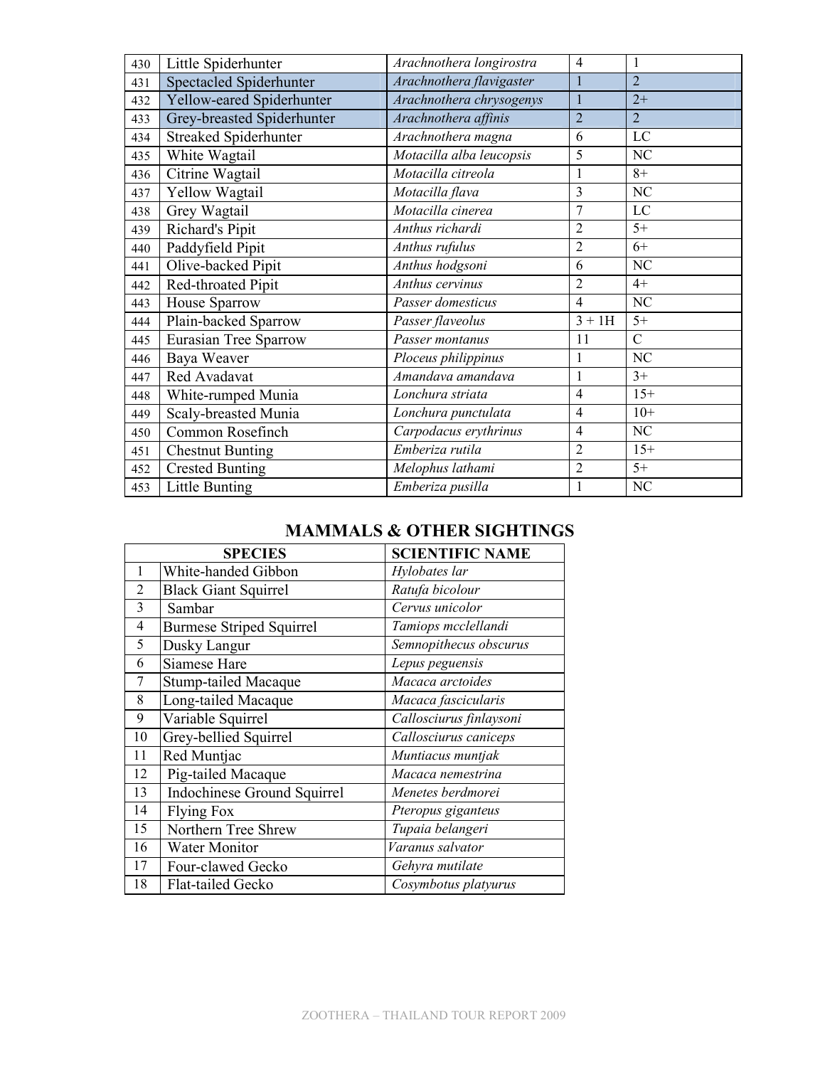| | | | | |
|---|---|---|---|---|
| 430 | Little Spiderhunter | *Arachnothera longirostra* | 4 | 1 |
| 431 | Spectacled Spiderhunter | *Arachnothera flavigaster* | 1 | 2 |
| 432 | Yellow-eared Spiderhunter | *Arachnothera chrysogenys* | 1 | 2+ |
| 433 | Grey-breasted Spiderhunter | *Arachnothera affinis* | 2 | 2 |
| 434 | Streaked Spiderhunter | *Arachnothera magna* | 6 | LC |
| 435 | White Wagtail | *Motacilla alba leucopsis* | 5 | NC |
| 436 | Citrine Wagtail | *Motacilla citreola* | 1 | 8+ |
| 437 | Yellow Wagtail | *Motacilla flava* | 3 | NC |
| 438 | Grey Wagtail | *Motacilla cinerea* | 7 | LC |
| 439 | Richard's Pipit | *Anthus richardi* | 2 | 5+ |
| 440 | Paddyfield Pipit | *Anthus rufulus* | 2 | 6+ |
| 441 | Olive-backed Pipit | *Anthus hodgsoni* | 6 | NC |
| 442 | Red-throated Pipit | *Anthus cervinus* | 2 | 4+ |
| 443 | House Sparrow | *Passer domesticus* | 4 | NC |
| 444 | Plain-backed Sparrow | *Passer flaveolus* | 3 + 1H | 5+ |
| 445 | Eurasian Tree Sparrow | *Passer montanus* | 11 | C |
| 446 | Baya Weaver | *Ploceus philippinus* | 1 | NC |
| 447 | Red Avadavat | *Amandava amandava* | 1 | 3+ |
| 448 | White-rumped Munia | *Lonchura striata* | 4 | 15+ |
| 449 | Scaly-breasted Munia | *Lonchura punctulata* | 4 | 10+ |
| 450 | Common Rosefinch | *Carpodacus erythrinus* | 4 | NC |
| 451 | Chestnut Bunting | *Emberiza rutila* | 2 | 15+ |
| 452 | Crested Bunting | *Melophus lathami* | 2 | 5+ |
| 453 | Little Bunting | *Emberiza pusilla* | 1 | NC |

## MAMMALS & OTHER SIGHTINGS

| | SPECIES | SCIENTIFIC NAME |
|---|---|---|
| 1 | White-handed Gibbon | *Hylobates lar* |
| 2 | Black Giant Squirrel | *Ratufa bicolour* |
| 3 | Sambar | *Cervus unicolor* |
| 4 | Burmese Striped Squirrel | *Tamiops mcclellandi* |
| 5 | Dusky Langur | *Semnopithecus obscurus* |
| 6 | Siamese Hare | *Lepus peguensis* |
| 7 | Stump-tailed Macaque | *Macaca arctoides* |
| 8 | Long-tailed Macaque | *Macaca fascicularis* |
| 9 | Variable Squirrel | *Callosciurus finlaysoni* |
| 10 | Grey-bellied Squirrel | *Callosciurus caniceps* |
| 11 | Red Muntjac | *Muntiacus muntjak* |
| 12 | Pig-tailed Macaque | *Macaca nemestrina* |
| 13 | Indochinese Ground Squirrel | *Menetes berdmorei* |
| 14 | Flying Fox | *Pteropus giganteus* |
| 15 | Northern Tree Shrew | *Tupaia belangeri* |
| 16 | Water Monitor | *Varanus salvator* |
| 17 | Four-clawed Gecko | *Gehyra mutilate* |
| 18 | Flat-tailed Gecko | *Cosymbotus platyurus* |